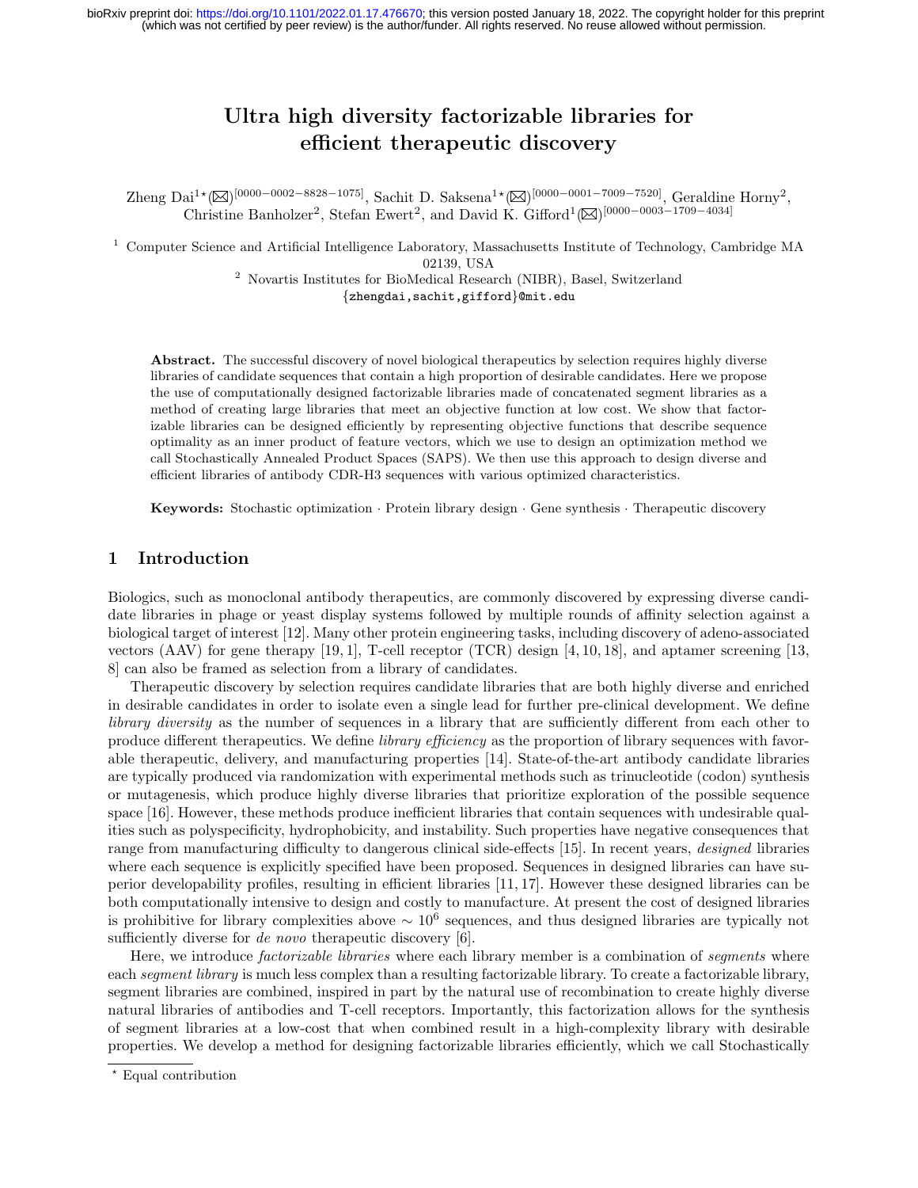# Ultra high diversity factorizable libraries for efficient therapeutic discovery

Zheng Dai[1⋆] (✉)[0000−0002−8828−1075], Sachit D. Saksena[1⋆] (✉)[0000−0001−7009−7520], Geraldine Horny[2], Christine Banholzer[2], Stefan Ewert[2], and David K. Gifford[1] (✉)[0000−0003−1709−4034]

[1] Computer Science and Artificial Intelligence Laboratory, Massachusetts Institute of Technology, Cambridge MA 02139, USA

[2] Novartis Institutes for BioMedical Research (NIBR), Basel, Switzerland

{zhengdai,sachit,gifford}@mit.edu

**Abstract.** The successful discovery of novel biological therapeutics by selection requires highly diverse libraries of candidate sequences that contain a high proportion of desirable candidates. Here we propose the use of computationally designed factorizable libraries made of concatenated segment libraries as a method of creating large libraries that meet an objective function at low cost. We show that factorizable libraries can be designed efficiently by representing objective functions that describe sequence optimality as an inner product of feature vectors, which we use to design an optimization method we call Stochastically Annealed Product Spaces (SAPS). We then use this approach to design diverse and efficient libraries of antibody CDR-H3 sequences with various optimized characteristics.

**Keywords:** Stochastic optimization · Protein library design · Gene synthesis · Therapeutic discovery

## 1 Introduction

Biologics, such as monoclonal antibody therapeutics, are commonly discovered by expressing diverse candidate libraries in phage or yeast display systems followed by multiple rounds of affinity selection against a biological target of interest [12]. Many other protein engineering tasks, including discovery of adeno-associated vectors (AAV) for gene therapy [19, 1], T-cell receptor (TCR) design [4, 10, 18], and aptamer screening [13, 8] can also be framed as selection from a library of candidates.

Therapeutic discovery by selection requires candidate libraries that are both highly diverse and enriched in desirable candidates in order to isolate even a single lead for further pre-clinical development. We define *library diversity* as the number of sequences in a library that are sufficiently different from each other to produce different therapeutics. We define *library efficiency* as the proportion of library sequences with favorable therapeutic, delivery, and manufacturing properties [14]. State-of-the-art antibody candidate libraries are typically produced via randomization with experimental methods such as trinucleotide (codon) synthesis or mutagenesis, which produce highly diverse libraries that prioritize exploration of the possible sequence space [16]. However, these methods produce inefficient libraries that contain sequences with undesirable qualities such as polyspecificity, hydrophobicity, and instability. Such properties have negative consequences that range from manufacturing difficulty to dangerous clinical side-effects [15]. In recent years, *designed* libraries where each sequence is explicitly specified have been proposed. Sequences in designed libraries can have superior developability profiles, resulting in efficient libraries [11, 17]. However these designed libraries can be both computationally intensive to design and costly to manufacture. At present the cost of designed libraries is prohibitive for library complexities above $\sim 10^6$ sequences, and thus designed libraries are typically not sufficiently diverse for *de novo* therapeutic discovery [6].

Here, we introduce *factorizable libraries* where each library member is a combination of *segments* where each *segment library* is much less complex than a resulting factorizable library. To create a factorizable library, segment libraries are combined, inspired in part by the natural use of recombination to create highly diverse natural libraries of antibodies and T-cell receptors. Importantly, this factorization allows for the synthesis of segment libraries at a low-cost that when combined result in a high-complexity library with desirable properties. We develop a method for designing factorizable libraries efficiently, which we call Stochastically

⋆ Equal contribution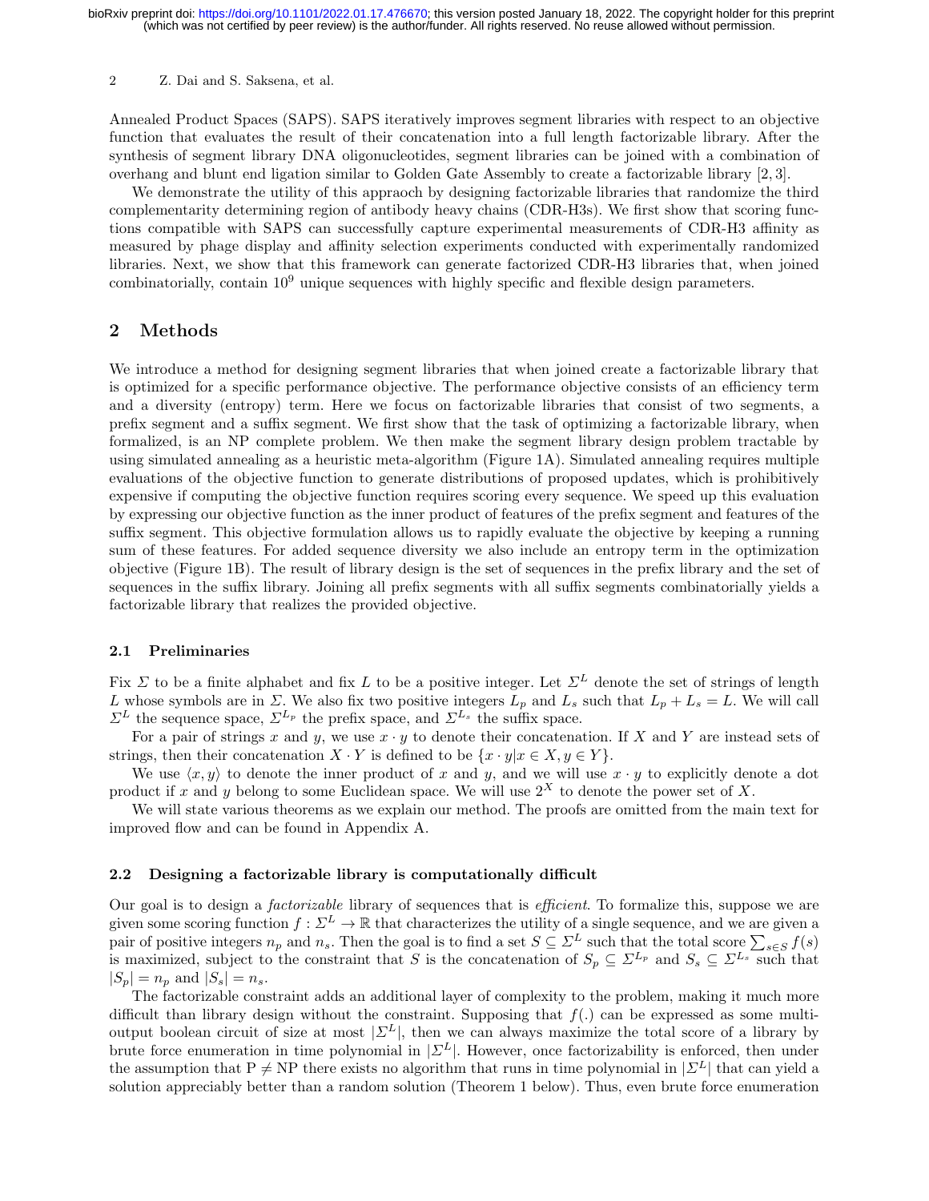Annealed Product Spaces (SAPS). SAPS iteratively improves segment libraries with respect to an objective function that evaluates the result of their concatenation into a full length factorizable library. After the synthesis of segment library DNA oligonucleotides, segment libraries can be joined with a combination of overhang and blunt end ligation similar to Golden Gate Assembly to create a factorizable library [2, 3].

We demonstrate the utility of this appraoch by designing factorizable libraries that randomize the third complementarity determining region of antibody heavy chains (CDR-H3s). We first show that scoring functions compatible with SAPS can successfully capture experimental measurements of CDR-H3 affinity as measured by phage display and affinity selection experiments conducted with experimentally randomized libraries. Next, we show that this framework can generate factorized CDR-H3 libraries that, when joined combinatorially, contain $10^9$ unique sequences with highly specific and flexible design parameters.

## 2 Methods

We introduce a method for designing segment libraries that when joined create a factorizable library that is optimized for a specific performance objective. The performance objective consists of an efficiency term and a diversity (entropy) term. Here we focus on factorizable libraries that consist of two segments, a prefix segment and a suffix segment. We first show that the task of optimizing a factorizable library, when formalized, is an NP complete problem. We then make the segment library design problem tractable by using simulated annealing as a heuristic meta-algorithm (Figure 1A). Simulated annealing requires multiple evaluations of the objective function to generate distributions of proposed updates, which is prohibitively expensive if computing the objective function requires scoring every sequence. We speed up this evaluation by expressing our objective function as the inner product of features of the prefix segment and features of the suffix segment. This objective formulation allows us to rapidly evaluate the objective by keeping a running sum of these features. For added sequence diversity we also include an entropy term in the optimization objective (Figure 1B). The result of library design is the set of sequences in the prefix library and the set of sequences in the suffix library. Joining all prefix segments with all suffix segments combinatorially yields a factorizable library that realizes the provided objective.

### 2.1 Preliminaries

Fix $\Sigma$ to be a finite alphabet and fix $L$ to be a positive integer. Let $\Sigma^L$ denote the set of strings of length $L$ whose symbols are in $\Sigma$. We also fix two positive integers $L_p$ and $L_s$ such that $L_p + L_s = L$. We will call $\Sigma^L$ the sequence space, $\Sigma^{L_p}$ the prefix space, and $\Sigma^{L_s}$ the suffix space.

For a pair of strings $x$ and $y$, we use $x \cdot y$ to denote their concatenation. If $X$ and $Y$ are instead sets of strings, then their concatenation $X \cdot Y$ is defined to be $\{x \cdot y | x \in X, y \in Y\}$.

We use $\langle x, y \rangle$ to denote the inner product of $x$ and $y$, and we will use $x \cdot y$ to explicitly denote a dot product if $x$ and $y$ belong to some Euclidean space. We will use $2^X$ to denote the power set of $X$.

We will state various theorems as we explain our method. The proofs are omitted from the main text for improved flow and can be found in Appendix A.

### 2.2 Designing a factorizable library is computationally difficult

Our goal is to design a *factorizable* library of sequences that is *efficient*. To formalize this, suppose we are given some scoring function $f : \Sigma^L \to \mathbb{R}$ that characterizes the utility of a single sequence, and we are given a pair of positive integers $n_p$ and $n_s$. Then the goal is to find a set $S \subseteq \Sigma^L$ such that the total score $\sum_{s \in S} f(s)$ is maximized, subject to the constraint that $S$ is the concatenation of $S_p \subseteq \Sigma^{L_p}$ and $S_s \subseteq \Sigma^{L_s}$ such that $|S_p| = n_p$ and $|S_s| = n_s$.

The factorizable constraint adds an additional layer of complexity to the problem, making it much more difficult than library design without the constraint. Supposing that $f(.)$ can be expressed as some multi-output boolean circuit of size at most $|\Sigma^L|$, then we can always maximize the total score of a library by brute force enumeration in time polynomial in $|\Sigma^L|$. However, once factorizability is enforced, then under the assumption that P $\neq$ NP there exists no algorithm that runs in time polynomial in $|\Sigma^L|$ that can yield a solution appreciably better than a random solution (Theorem 1 below). Thus, even brute force enumeration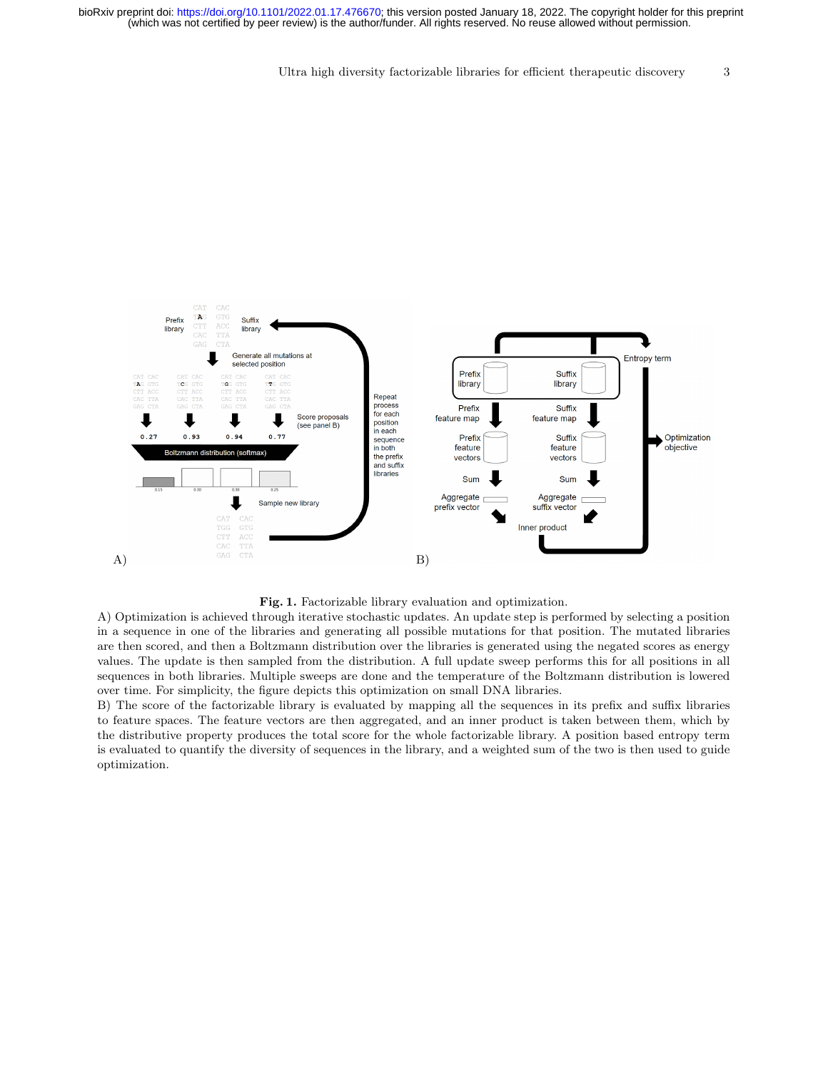**Fig. 1.** Factorizable library evaluation and optimization.

A) Optimization is achieved through iterative stochastic updates. An update step is performed by selecting a position in a sequence in one of the libraries and generating all possible mutations for that position. The mutated libraries are then scored, and then a Boltzmann distribution over the libraries is generated using the negated scores as energy values. The update is then sampled from the distribution. A full update sweep performs this for all positions in all sequences in both libraries. Multiple sweeps are done and the temperature of the Boltzmann distribution is lowered over time. For simplicity, the figure depicts this optimization on small DNA libraries.

B) The score of the factorizable library is evaluated by mapping all the sequences in its prefix and suffix libraries to feature spaces. The feature vectors are then aggregated, and an inner product is taken between them, which by the distributive property produces the total score for the whole factorizable library. A position based entropy term is evaluated to quantify the diversity of sequences in the library, and a weighted sum of the two is then used to guide optimization.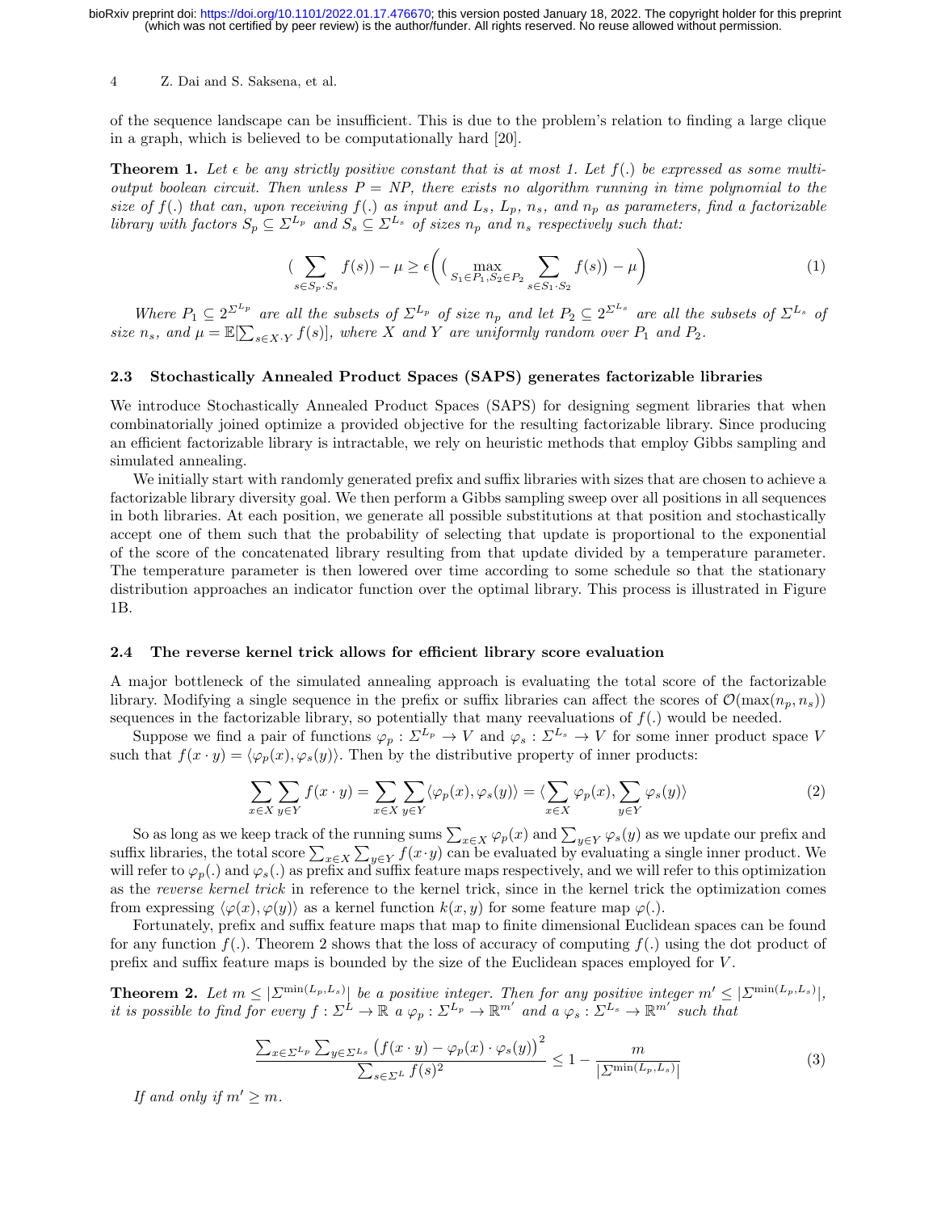of the sequence landscape can be insufficient. This is due to the problem's relation to finding a large clique in a graph, which is believed to be computationally hard [20].

**Theorem 1.** *Let $\epsilon$ be any strictly positive constant that is at most 1. Let $f(.)$ be expressed as some multi-output boolean circuit. Then unless $P = NP$, there exists no algorithm running in time polynomial to the size of $f(.)$ that can, upon receiving $f(.)$ as input and $L_s$, $L_p$, $n_s$, and $n_p$ as parameters, find a factorizable library with factors $S_p \subseteq \Sigma^{L_p}$ and $S_s \subseteq \Sigma^{L_s}$ of sizes $n_p$ and $n_s$ respectively such that:*

$$\Big(\sum_{s \in S_p \cdot S_s} f(s)\Big) - \mu \geq \epsilon\Bigg(\Big(\max_{S_1 \in P_1, S_2 \in P_2} \sum_{s \in S_1 \cdot S_2} f(s)\Big) - \mu\Bigg) \tag{1}$$

*Where $P_1 \subseteq 2^{\Sigma^{L_p}}$ are all the subsets of $\Sigma^{L_p}$ of size $n_p$ and let $P_2 \subseteq 2^{\Sigma^{L_s}}$ are all the subsets of $\Sigma^{L_s}$ of size $n_s$, and $\mu = \mathbb{E}[\sum_{s \in X \cdot Y} f(s)]$, where $X$ and $Y$ are uniformly random over $P_1$ and $P_2$.*

### 2.3 Stochastically Annealed Product Spaces (SAPS) generates factorizable libraries

We introduce Stochastically Annealed Product Spaces (SAPS) for designing segment libraries that when combinatorially joined optimize a provided objective for the resulting factorizable library. Since producing an efficient factorizable library is intractable, we rely on heuristic methods that employ Gibbs sampling and simulated annealing.

We initially start with randomly generated prefix and suffix libraries with sizes that are chosen to achieve a factorizable library diversity goal. We then perform a Gibbs sampling sweep over all positions in all sequences in both libraries. At each position, we generate all possible substitutions at that position and stochastically accept one of them such that the probability of selecting that update is proportional to the exponential of the score of the concatenated library resulting from that update divided by a temperature parameter. The temperature parameter is then lowered over time according to some schedule so that the stationary distribution approaches an indicator function over the optimal library. This process is illustrated in Figure 1B.

### 2.4 The reverse kernel trick allows for efficient library score evaluation

A major bottleneck of the simulated annealing approach is evaluating the total score of the factorizable library. Modifying a single sequence in the prefix or suffix libraries can affect the scores of $\mathcal{O}(\max(n_p, n_s))$ sequences in the factorizable library, so potentially that many reevaluations of $f(.)$ would be needed.

Suppose we find a pair of functions $\varphi_p : \Sigma^{L_p} \to V$ and $\varphi_s : \Sigma^{L_s} \to V$ for some inner product space $V$ such that $f(x \cdot y) = \langle \varphi_p(x), \varphi_s(y) \rangle$. Then by the distributive property of inner products:

$$\sum_{x \in X} \sum_{y \in Y} f(x \cdot y) = \sum_{x \in X} \sum_{y \in Y} \langle \varphi_p(x), \varphi_s(y) \rangle = \langle \sum_{x \in X} \varphi_p(x), \sum_{y \in Y} \varphi_s(y) \rangle \tag{2}$$

So as long as we keep track of the running sums $\sum_{x \in X} \varphi_p(x)$ and $\sum_{y \in Y} \varphi_s(y)$ as we update our prefix and suffix libraries, the total score $\sum_{x \in X} \sum_{y \in Y} f(x \cdot y)$ can be evaluated by evaluating a single inner product. We will refer to $\varphi_p(.)$ and $\varphi_s(.)$ as prefix and suffix feature maps respectively, and we will refer to this optimization as the *reverse kernel trick* in reference to the kernel trick, since in the kernel trick the optimization comes from expressing $\langle \varphi(x), \varphi(y) \rangle$ as a kernel function $k(x, y)$ for some feature map $\varphi(.)$.

Fortunately, prefix and suffix feature maps that map to finite dimensional Euclidean spaces can be found for any function $f(.)$. Theorem 2 shows that the loss of accuracy of computing $f(.)$ using the dot product of prefix and suffix feature maps is bounded by the size of the Euclidean spaces employed for $V$.

**Theorem 2.** *Let $m \leq |\Sigma^{\min(L_p, L_s)}|$ be a positive integer. Then for any positive integer $m' \leq |\Sigma^{\min(L_p, L_s)}|$, it is possible to find for every $f : \Sigma^L \to \mathbb{R}$ a $\varphi_p : \Sigma^{L_p} \to \mathbb{R}^{m'}$ and a $\varphi_s : \Sigma^{L_s} \to \mathbb{R}^{m'}$ such that*

$$\frac{\sum_{x \in \Sigma^{L_p}} \sum_{y \in \Sigma^{L_s}} \big(f(x \cdot y) - \varphi_p(x) \cdot \varphi_s(y)\big)^2}{\sum_{s \in \Sigma^L} f(s)^2} \leq 1 - \frac{m}{|\Sigma^{\min(L_p, L_s)}|} \tag{3}$$

*If and only if $m' \geq m$.*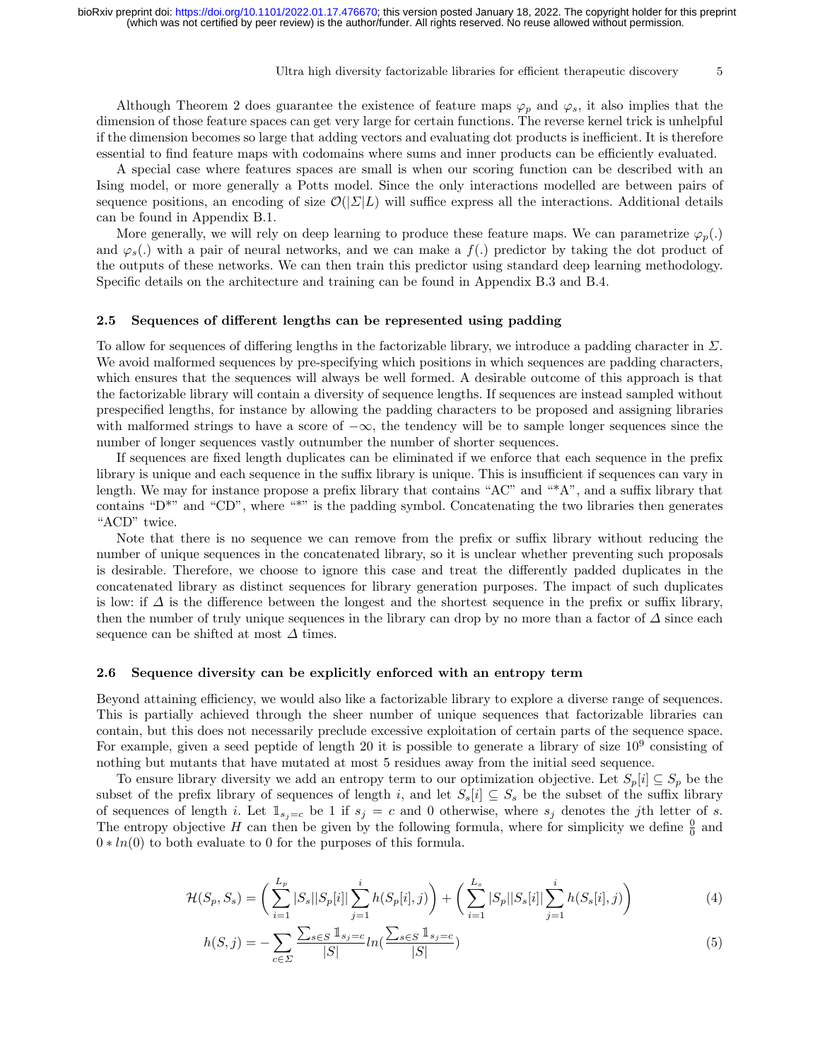Although Theorem 2 does guarantee the existence of feature maps $\varphi_p$ and $\varphi_s$, it also implies that the dimension of those feature spaces can get very large for certain functions. The reverse kernel trick is unhelpful if the dimension becomes so large that adding vectors and evaluating dot products is inefficient. It is therefore essential to find feature maps with codomains where sums and inner products can be efficiently evaluated.

A special case where features spaces are small is when our scoring function can be described with an Ising model, or more generally a Potts model. Since the only interactions modelled are between pairs of sequence positions, an encoding of size $\mathcal{O}(|\Sigma|L)$ will suffice express all the interactions. Additional details can be found in Appendix B.1.

More generally, we will rely on deep learning to produce these feature maps. We can parametrize $\varphi_p(.)$ and $\varphi_s(.)$ with a pair of neural networks, and we can make a $f(.)$ predictor by taking the dot product of the outputs of these networks. We can then train this predictor using standard deep learning methodology. Specific details on the architecture and training can be found in Appendix B.3 and B.4.

## 2.5 Sequences of different lengths can be represented using padding

To allow for sequences of differing lengths in the factorizable library, we introduce a padding character in $\Sigma$. We avoid malformed sequences by pre-specifying which positions in which sequences are padding characters, which ensures that the sequences will always be well formed. A desirable outcome of this approach is that the factorizable library will contain a diversity of sequence lengths. If sequences are instead sampled without prespecified lengths, for instance by allowing the padding characters to be proposed and assigning libraries with malformed strings to have a score of $-\infty$, the tendency will be to sample longer sequences since the number of longer sequences vastly outnumber the number of shorter sequences.

If sequences are fixed length duplicates can be eliminated if we enforce that each sequence in the prefix library is unique and each sequence in the suffix library is unique. This is insufficient if sequences can vary in length. We may for instance propose a prefix library that contains "AC" and "*A", and a suffix library that contains "D*" and "CD", where "*" is the padding symbol. Concatenating the two libraries then generates "ACD" twice.

Note that there is no sequence we can remove from the prefix or suffix library without reducing the number of unique sequences in the concatenated library, so it is unclear whether preventing such proposals is desirable. Therefore, we choose to ignore this case and treat the differently padded duplicates in the concatenated library as distinct sequences for library generation purposes. The impact of such duplicates is low: if $\Delta$ is the difference between the longest and the shortest sequence in the prefix or suffix library, then the number of truly unique sequences in the library can drop by no more than a factor of $\Delta$ since each sequence can be shifted at most $\Delta$ times.

## 2.6 Sequence diversity can be explicitly enforced with an entropy term

Beyond attaining efficiency, we would also like a factorizable library to explore a diverse range of sequences. This is partially achieved through the sheer number of unique sequences that factorizable libraries can contain, but this does not necessarily preclude excessive exploitation of certain parts of the sequence space. For example, given a seed peptide of length 20 it is possible to generate a library of size $10^9$ consisting of nothing but mutants that have mutated at most 5 residues away from the initial seed sequence.

To ensure library diversity we add an entropy term to our optimization objective. Let $S_p[i] \subseteq S_p$ be the subset of the prefix library of sequences of length $i$, and let $S_s[i] \subseteq S_s$ be the subset of the suffix library of sequences of length $i$. Let $\mathbb{1}_{s_j=c}$ be 1 if $s_j = c$ and 0 otherwise, where $s_j$ denotes the $j$th letter of $s$. The entropy objective $H$ can then be given by the following formula, where for simplicity we define $\frac{0}{0}$ and $0 * ln(0)$ to both evaluate to 0 for the purposes of this formula.

$$\mathcal{H}(S_p, S_s) = \left(\sum_{i=1}^{L_p} |S_s||S_p[i]| \sum_{j=1}^{i} h(S_p[i], j)\right) + \left(\sum_{i=1}^{L_s} |S_p||S_s[i]| \sum_{j=1}^{i} h(S_s[i], j)\right) \tag{4}$$

$$h(S, j) = -\sum_{c \in \Sigma} \frac{\sum_{s \in S} \mathbb{1}_{s_j=c}}{|S|} ln\left(\frac{\sum_{s \in S} \mathbb{1}_{s_j=c}}{|S|}\right) \tag{5}$$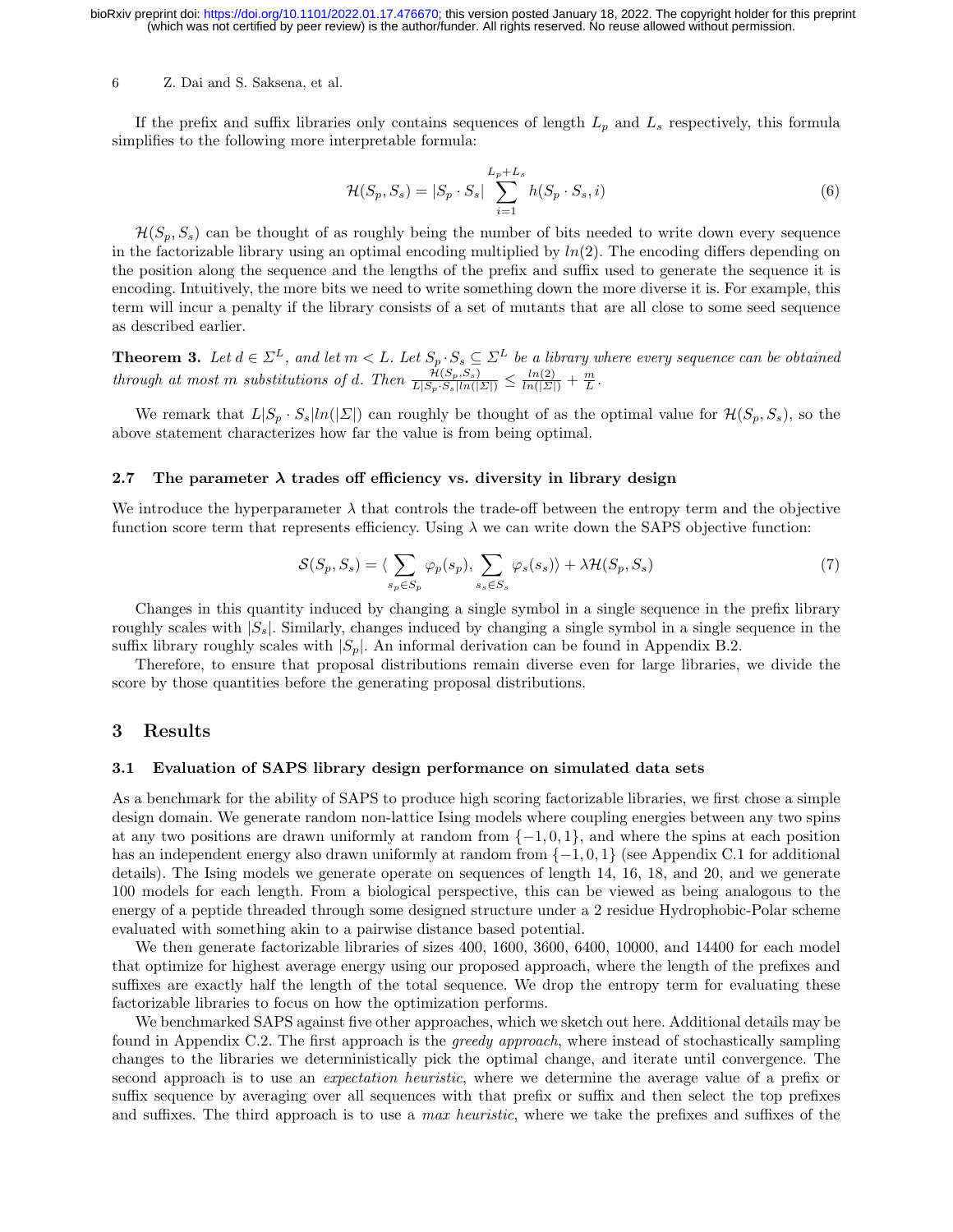If the prefix and suffix libraries only contains sequences of length $L_p$ and $L_s$ respectively, this formula simplifies to the following more interpretable formula:

$$\mathcal{H}(S_p, S_s) = |S_p \cdot S_s| \sum_{i=1}^{L_p+L_s} h(S_p \cdot S_s, i) \tag{6}$$

$\mathcal{H}(S_p, S_s)$ can be thought of as roughly being the number of bits needed to write down every sequence in the factorizable library using an optimal encoding multiplied by $ln(2)$. The encoding differs depending on the position along the sequence and the lengths of the prefix and suffix used to generate the sequence it is encoding. Intuitively, the more bits we need to write something down the more diverse it is. For example, this term will incur a penalty if the library consists of a set of mutants that are all close to some seed sequence as described earlier.

**Theorem 3.** *Let $d \in \Sigma^L$, and let $m < L$. Let $S_p \cdot S_s \subseteq \Sigma^L$ be a library where every sequence can be obtained through at most $m$ substitutions of $d$. Then $\frac{\mathcal{H}(S_p,S_s)}{L|S_p \cdot S_s| ln(|\Sigma|)} \leq \frac{ln(2)}{ln(|\Sigma|)} + \frac{m}{L}$.*

We remark that $L|S_p \cdot S_s|ln(|\Sigma|)$ can roughly be thought of as the optimal value for $\mathcal{H}(S_p, S_s)$, so the above statement characterizes how far the value is from being optimal.

### 2.7 The parameter $\lambda$ trades off efficiency vs. diversity in library design

We introduce the hyperparameter $\lambda$ that controls the trade-off between the entropy term and the objective function score term that represents efficiency. Using $\lambda$ we can write down the SAPS objective function:

$$\mathcal{S}(S_p, S_s) = \langle \sum_{s_p \in S_p} \varphi_p(s_p), \sum_{s_s \in S_s} \varphi_s(s_s) \rangle + \lambda \mathcal{H}(S_p, S_s) \tag{7}$$

Changes in this quantity induced by changing a single symbol in a single sequence in the prefix library roughly scales with $|S_s|$. Similarly, changes induced by changing a single symbol in a single sequence in the suffix library roughly scales with $|S_p|$. An informal derivation can be found in Appendix B.2.

Therefore, to ensure that proposal distributions remain diverse even for large libraries, we divide the score by those quantities before the generating proposal distributions.

## 3 Results

### 3.1 Evaluation of SAPS library design performance on simulated data sets

As a benchmark for the ability of SAPS to produce high scoring factorizable libraries, we first chose a simple design domain. We generate random non-lattice Ising models where coupling energies between any two spins at any two positions are drawn uniformly at random from $\{-1, 0, 1\}$, and where the spins at each position has an independent energy also drawn uniformly at random from $\{-1, 0, 1\}$ (see Appendix C.1 for additional details). The Ising models we generate operate on sequences of length 14, 16, 18, and 20, and we generate 100 models for each length. From a biological perspective, this can be viewed as being analogous to the energy of a peptide threaded through some designed structure under a 2 residue Hydrophobic-Polar scheme evaluated with something akin to a pairwise distance based potential.

We then generate factorizable libraries of sizes 400, 1600, 3600, 6400, 10000, and 14400 for each model that optimize for highest average energy using our proposed approach, where the length of the prefixes and suffixes are exactly half the length of the total sequence. We drop the entropy term for evaluating these factorizable libraries to focus on how the optimization performs.

We benchmarked SAPS against five other approaches, which we sketch out here. Additional details may be found in Appendix C.2. The first approach is the *greedy approach*, where instead of stochastically sampling changes to the libraries we deterministically pick the optimal change, and iterate until convergence. The second approach is to use an *expectation heuristic*, where we determine the average value of a prefix or suffix sequence by averaging over all sequences with that prefix or suffix and then select the top prefixes and suffixes. The third approach is to use a *max heuristic*, where we take the prefixes and suffixes of the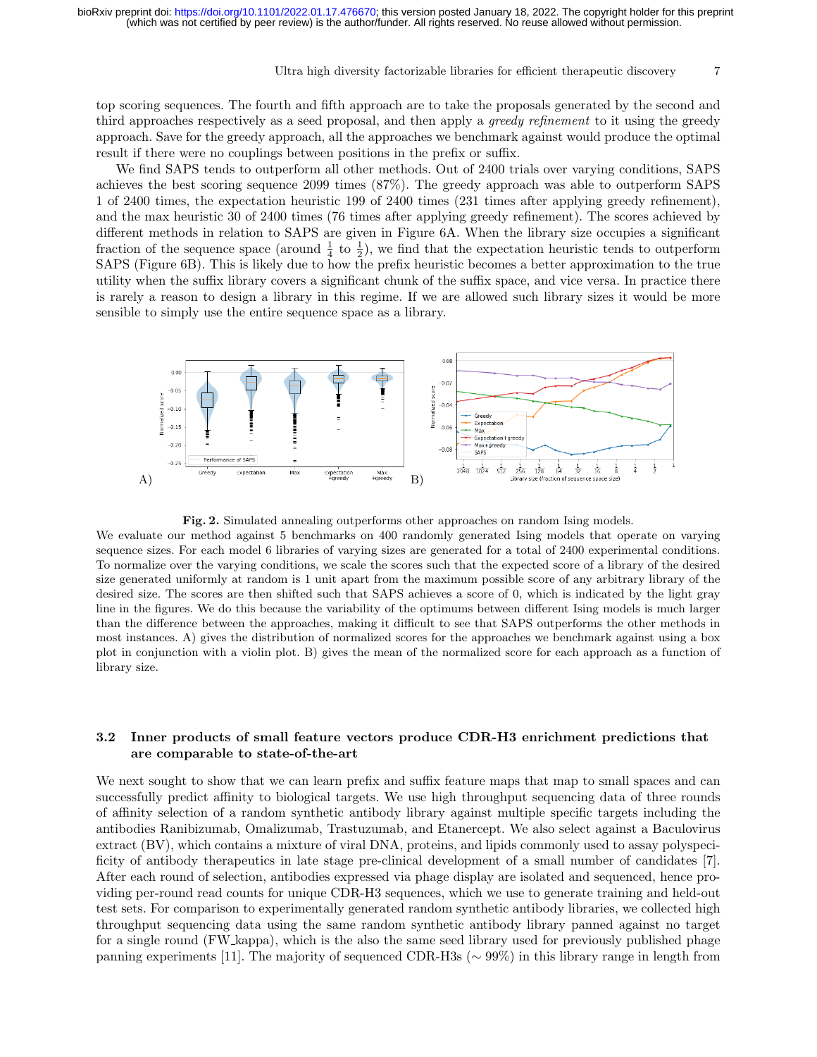top scoring sequences. The fourth and fifth approach are to take the proposals generated by the second and third approaches respectively as a seed proposal, and then apply a *greedy refinement* to it using the greedy approach. Save for the greedy approach, all the approaches we benchmark against would produce the optimal result if there were no couplings between positions in the prefix or suffix.

We find SAPS tends to outperform all other methods. Out of 2400 trials over varying conditions, SAPS achieves the best scoring sequence 2099 times (87%). The greedy approach was able to outperform SAPS 1 of 2400 times, the expectation heuristic 199 of 2400 times (231 times after applying greedy refinement), and the max heuristic 30 of 2400 times (76 times after applying greedy refinement). The scores achieved by different methods in relation to SAPS are given in Figure 6A. When the library size occupies a significant fraction of the sequence space (around $\frac{1}{4}$ to $\frac{1}{2}$), we find that the expectation heuristic tends to outperform SAPS (Figure 6B). This is likely due to how the prefix heuristic becomes a better approximation to the true utility when the suffix library covers a significant chunk of the suffix space, and vice versa. In practice there is rarely a reason to design a library in this regime. If we are allowed such library sizes it would be more sensible to simply use the entire sequence space as a library.

**Fig. 2.** Simulated annealing outperforms other approaches on random Ising models.

We evaluate our method against 5 benchmarks on 400 randomly generated Ising models that operate on varying sequence sizes. For each model 6 libraries of varying sizes are generated for a total of 2400 experimental conditions. To normalize over the varying conditions, we scale the scores such that the expected score of a library of the desired size generated uniformly at random is 1 unit apart from the maximum possible score of any arbitrary library of the desired size. The scores are then shifted such that SAPS achieves a score of 0, which is indicated by the light gray line in the figures. We do this because the variability of the optimums between different Ising models is much larger than the difference between the approaches, making it difficult to see that SAPS outperforms the other methods in most instances. A) gives the distribution of normalized scores for the approaches we benchmark against using a box plot in conjunction with a violin plot. B) gives the mean of the normalized score for each approach as a function of library size.

## 3.2 Inner products of small feature vectors produce CDR-H3 enrichment predictions that are comparable to state-of-the-art

We next sought to show that we can learn prefix and suffix feature maps that map to small spaces and can successfully predict affinity to biological targets. We use high throughput sequencing data of three rounds of affinity selection of a random synthetic antibody library against multiple specific targets including the antibodies Ranibizumab, Omalizumab, Trastuzumab, and Etanercept. We also select against a Baculovirus extract (BV), which contains a mixture of viral DNA, proteins, and lipids commonly used to assay polyspecificity of antibody therapeutics in late stage pre-clinical development of a small number of candidates [7]. After each round of selection, antibodies expressed via phage display are isolated and sequenced, hence providing per-round read counts for unique CDR-H3 sequences, which we use to generate training and held-out test sets. For comparison to experimentally generated random synthetic antibody libraries, we collected high throughput sequencing data using the same random synthetic antibody library panned against no target for a single round (FW_kappa), which is the also the same seed library used for previously published phage panning experiments [11]. The majority of sequenced CDR-H3s ($\sim 99\%$) in this library range in length from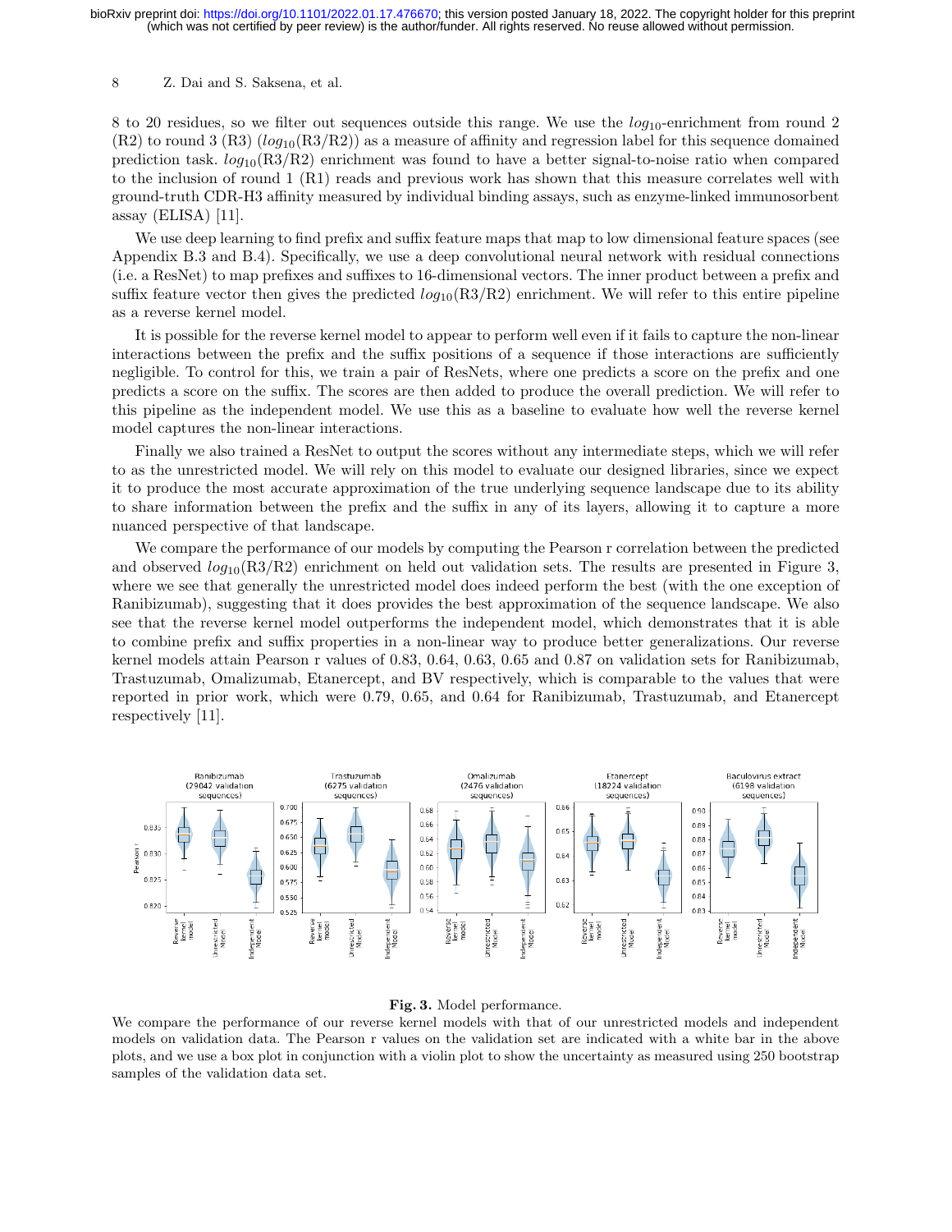8 to 20 residues, so we filter out sequences outside this range. We use the $log_{10}$-enrichment from round 2 (R2) to round 3 (R3) ($log_{10}$(R3/R2)) as a measure of affinity and regression label for this sequence domained prediction task. $log_{10}$(R3/R2) enrichment was found to have a better signal-to-noise ratio when compared to the inclusion of round 1 (R1) reads and previous work has shown that this measure correlates well with ground-truth CDR-H3 affinity measured by individual binding assays, such as enzyme-linked immunosorbent assay (ELISA) [11].

We use deep learning to find prefix and suffix feature maps that map to low dimensional feature spaces (see Appendix B.3 and B.4). Specifically, we use a deep convolutional neural network with residual connections (i.e. a ResNet) to map prefixes and suffixes to 16-dimensional vectors. The inner product between a prefix and suffix feature vector then gives the predicted $log_{10}$(R3/R2) enrichment. We will refer to this entire pipeline as a reverse kernel model.

It is possible for the reverse kernel model to appear to perform well even if it fails to capture the non-linear interactions between the prefix and the suffix positions of a sequence if those interactions are sufficiently negligible. To control for this, we train a pair of ResNets, where one predicts a score on the prefix and one predicts a score on the suffix. The scores are then added to produce the overall prediction. We will refer to this pipeline as the independent model. We use this as a baseline to evaluate how well the reverse kernel model captures the non-linear interactions.

Finally we also trained a ResNet to output the scores without any intermediate steps, which we will refer to as the unrestricted model. We will rely on this model to evaluate our designed libraries, since we expect it to produce the most accurate approximation of the true underlying sequence landscape due to its ability to share information between the prefix and the suffix in any of its layers, allowing it to capture a more nuanced perspective of that landscape.

We compare the performance of our models by computing the Pearson r correlation between the predicted and observed $log_{10}$(R3/R2) enrichment on held out validation sets. The results are presented in Figure 3, where we see that generally the unrestricted model does indeed perform the best (with the one exception of Ranibizumab), suggesting that it does provides the best approximation of the sequence landscape. We also see that the reverse kernel model outperforms the independent model, which demonstrates that it is able to combine prefix and suffix properties in a non-linear way to produce better generalizations. Our reverse kernel models attain Pearson r values of 0.83, 0.64, 0.63, 0.65 and 0.87 on validation sets for Ranibizumab, Trastuzumab, Omalizumab, Etanercept, and BV respectively, which is comparable to the values that were reported in prior work, which were 0.79, 0.65, and 0.64 for Ranibizumab, Trastuzumab, and Etanercept respectively [11].

**Fig. 3.** Model performance.

We compare the performance of our reverse kernel models with that of our unrestricted models and independent models on validation data. The Pearson r values on the validation set are indicated with a white bar in the above plots, and we use a box plot in conjunction with a violin plot to show the uncertainty as measured using 250 bootstrap samples of the validation data set.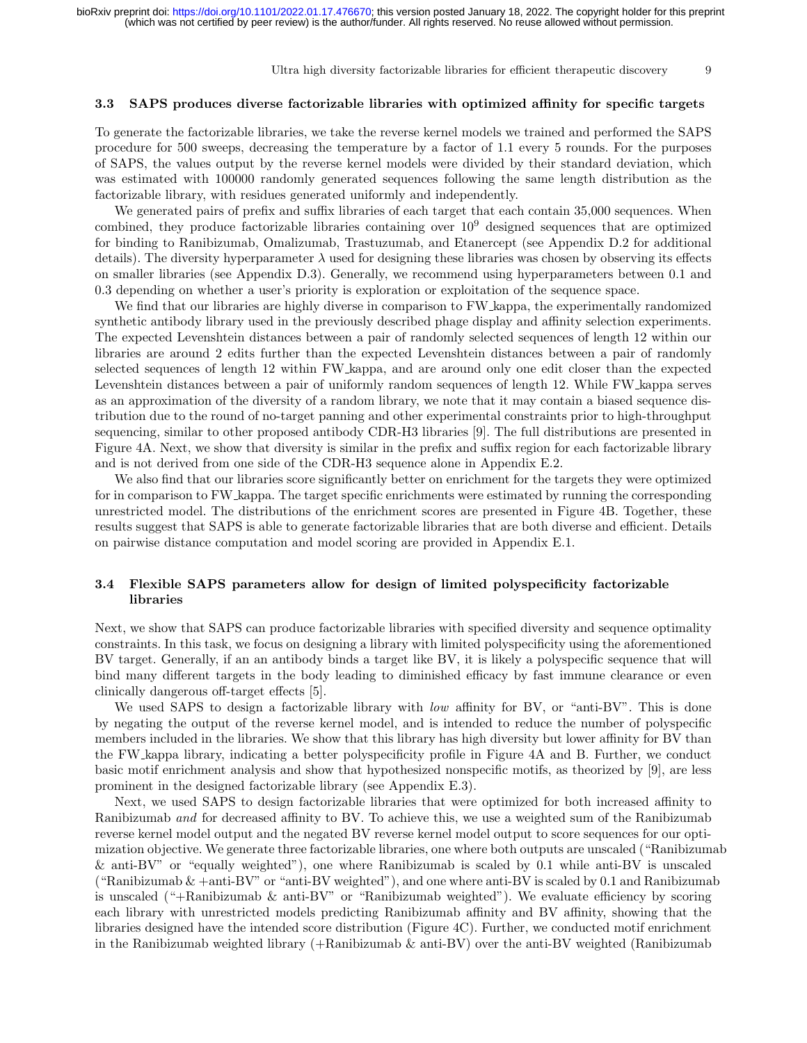### 3.3 SAPS produces diverse factorizable libraries with optimized affinity for specific targets

To generate the factorizable libraries, we take the reverse kernel models we trained and performed the SAPS procedure for 500 sweeps, decreasing the temperature by a factor of 1.1 every 5 rounds. For the purposes of SAPS, the values output by the reverse kernel models were divided by their standard deviation, which was estimated with 100000 randomly generated sequences following the same length distribution as the factorizable library, with residues generated uniformly and independently.

We generated pairs of prefix and suffix libraries of each target that each contain 35,000 sequences. When combined, they produce factorizable libraries containing over $10^9$ designed sequences that are optimized for binding to Ranibizumab, Omalizumab, Trastuzumab, and Etanercept (see Appendix D.2 for additional details). The diversity hyperparameter $\lambda$ used for designing these libraries was chosen by observing its effects on smaller libraries (see Appendix D.3). Generally, we recommend using hyperparameters between 0.1 and 0.3 depending on whether a user's priority is exploration or exploitation of the sequence space.

We find that our libraries are highly diverse in comparison to FW_kappa, the experimentally randomized synthetic antibody library used in the previously described phage display and affinity selection experiments. The expected Levenshtein distances between a pair of randomly selected sequences of length 12 within our libraries are around 2 edits further than the expected Levenshtein distances between a pair of randomly selected sequences of length 12 within FW_kappa, and are around only one edit closer than the expected Levenshtein distances between a pair of uniformly random sequences of length 12. While FW_kappa serves as an approximation of the diversity of a random library, we note that it may contain a biased sequence distribution due to the round of no-target panning and other experimental constraints prior to high-throughput sequencing, similar to other proposed antibody CDR-H3 libraries [9]. The full distributions are presented in Figure 4A. Next, we show that diversity is similar in the prefix and suffix region for each factorizable library and is not derived from one side of the CDR-H3 sequence alone in Appendix E.2.

We also find that our libraries score significantly better on enrichment for the targets they were optimized for in comparison to FW_kappa. The target specific enrichments were estimated by running the corresponding unrestricted model. The distributions of the enrichment scores are presented in Figure 4B. Together, these results suggest that SAPS is able to generate factorizable libraries that are both diverse and efficient. Details on pairwise distance computation and model scoring are provided in Appendix E.1.

### 3.4 Flexible SAPS parameters allow for design of limited polyspecificity factorizable libraries

Next, we show that SAPS can produce factorizable libraries with specified diversity and sequence optimality constraints. In this task, we focus on designing a library with limited polyspecificity using the aforementioned BV target. Generally, if an an antibody binds a target like BV, it is likely a polyspecific sequence that will bind many different targets in the body leading to diminished efficacy by fast immune clearance or even clinically dangerous off-target effects [5].

We used SAPS to design a factorizable library with *low* affinity for BV, or "anti-BV". This is done by negating the output of the reverse kernel model, and is intended to reduce the number of polyspecific members included in the libraries. We show that this library has high diversity but lower affinity for BV than the FW_kappa library, indicating a better polyspecificity profile in Figure 4A and B. Further, we conduct basic motif enrichment analysis and show that hypothesized nonspecific motifs, as theorized by [9], are less prominent in the designed factorizable library (see Appendix E.3).

Next, we used SAPS to design factorizable libraries that were optimized for both increased affinity to Ranibizumab *and* for decreased affinity to BV. To achieve this, we use a weighted sum of the Ranibizumab reverse kernel model output and the negated BV reverse kernel model output to score sequences for our optimization objective. We generate three factorizable libraries, one where both outputs are unscaled ("Ranibizumab & anti-BV" or "equally weighted"), one where Ranibizumab is scaled by 0.1 while anti-BV is unscaled ("Ranibizumab & +anti-BV" or "anti-BV weighted"), and one where anti-BV is scaled by 0.1 and Ranibizumab is unscaled ("+Ranibizumab & anti-BV" or "Ranibizumab weighted"). We evaluate efficiency by scoring each library with unrestricted models predicting Ranibizumab affinity and BV affinity, showing that the libraries designed have the intended score distribution (Figure 4C). Further, we conducted motif enrichment in the Ranibizumab weighted library (+Ranibizumab & anti-BV) over the anti-BV weighted (Ranibizumab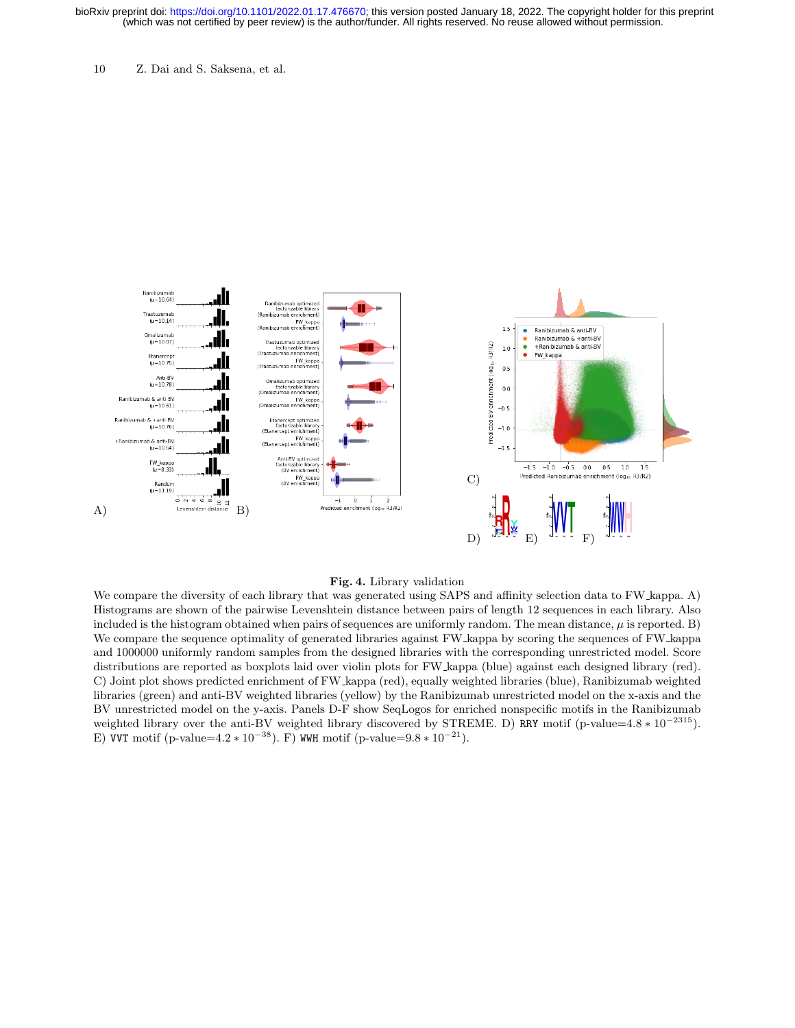**Fig. 4.** Library validation

We compare the diversity of each library that was generated using SAPS and affinity selection data to FW_kappa. A) Histograms are shown of the pairwise Levenshtein distance between pairs of length 12 sequences in each library. Also included is the histogram obtained when pairs of sequences are uniformly random. The mean distance, $\mu$ is reported. B) We compare the sequence optimality of generated libraries against FW_kappa by scoring the sequences of FW_kappa and 1000000 uniformly random samples from the designed libraries with the corresponding unrestricted model. Score distributions are reported as boxplots laid over violin plots for FW_kappa (blue) against each designed library (red). C) Joint plot shows predicted enrichment of FW_kappa (red), equally weighted libraries (blue), Ranibizumab weighted libraries (green) and anti-BV weighted libraries (yellow) by the Ranibizumab unrestricted model on the x-axis and the BV unrestricted model on the y-axis. Panels D-F show SeqLogos for enriched nonspecific motifs in the Ranibizumab weighted library over the anti-BV weighted library discovered by STREME. D) RRY motif (p-value=$4.8 * 10^{-2315}$). E) VVT motif (p-value=$4.2 * 10^{-38}$). F) WWH motif (p-value=$9.8 * 10^{-21}$).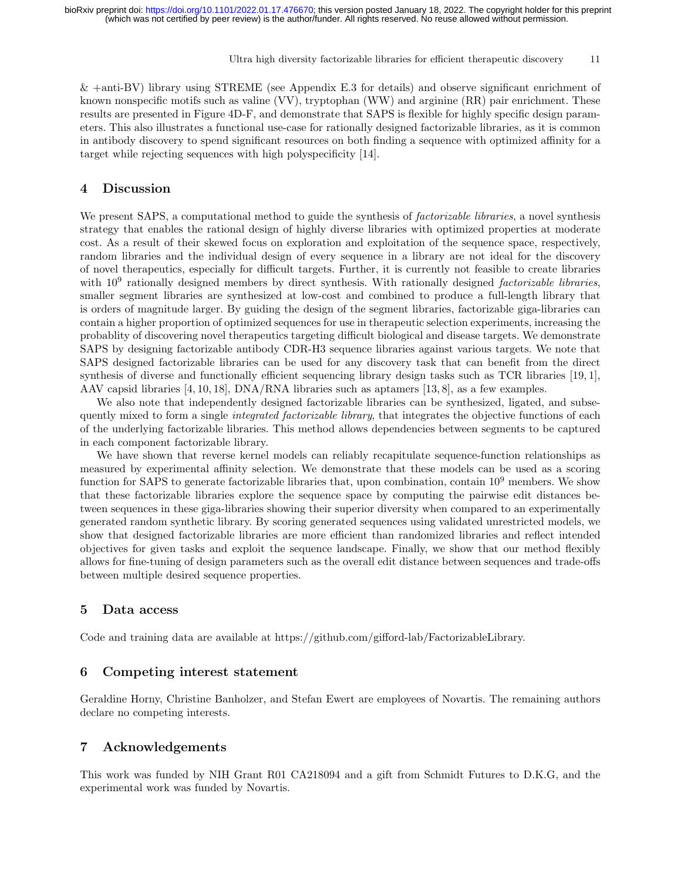& +anti-BV) library using STREME (see Appendix E.3 for details) and observe significant enrichment of known nonspecific motifs such as valine (VV), tryptophan (WW) and arginine (RR) pair enrichment. These results are presented in Figure 4D-F, and demonstrate that SAPS is flexible for highly specific design parameters. This also illustrates a functional use-case for rationally designed factorizable libraries, as it is common in antibody discovery to spend significant resources on both finding a sequence with optimized affinity for a target while rejecting sequences with high polyspecificity [14].

## 4 Discussion

We present SAPS, a computational method to guide the synthesis of *factorizable libraries*, a novel synthesis strategy that enables the rational design of highly diverse libraries with optimized properties at moderate cost. As a result of their skewed focus on exploration and exploitation of the sequence space, respectively, random libraries and the individual design of every sequence in a library are not ideal for the discovery of novel therapeutics, especially for difficult targets. Further, it is currently not feasible to create libraries with $10^9$ rationally designed members by direct synthesis. With rationally designed *factorizable libraries*, smaller segment libraries are synthesized at low-cost and combined to produce a full-length library that is orders of magnitude larger. By guiding the design of the segment libraries, factorizable giga-libraries can contain a higher proportion of optimized sequences for use in therapeutic selection experiments, increasing the probablity of discovering novel therapeutics targeting difficult biological and disease targets. We demonstrate SAPS by designing factorizable antibody CDR-H3 sequence libraries against various targets. We note that SAPS designed factorizable libraries can be used for any discovery task that can benefit from the direct synthesis of diverse and functionally efficient sequencing library design tasks such as TCR libraries [19, 1], AAV capsid libraries [4, 10, 18], DNA/RNA libraries such as aptamers [13, 8], as a few examples.

We also note that independently designed factorizable libraries can be synthesized, ligated, and subsequently mixed to form a single *integrated factorizable library*, that integrates the objective functions of each of the underlying factorizable libraries. This method allows dependencies between segments to be captured in each component factorizable library.

We have shown that reverse kernel models can reliably recapitulate sequence-function relationships as measured by experimental affinity selection. We demonstrate that these models can be used as a scoring function for SAPS to generate factorizable libraries that, upon combination, contain $10^9$ members. We show that these factorizable libraries explore the sequence space by computing the pairwise edit distances between sequences in these giga-libraries showing their superior diversity when compared to an experimentally generated random synthetic library. By scoring generated sequences using validated unrestricted models, we show that designed factorizable libraries are more efficient than randomized libraries and reflect intended objectives for given tasks and exploit the sequence landscape. Finally, we show that our method flexibly allows for fine-tuning of design parameters such as the overall edit distance between sequences and trade-offs between multiple desired sequence properties.

## 5 Data access

Code and training data are available at https://github.com/gifford-lab/FactorizableLibrary.

## 6 Competing interest statement

Geraldine Horny, Christine Banholzer, and Stefan Ewert are employees of Novartis. The remaining authors declare no competing interests.

## 7 Acknowledgements

This work was funded by NIH Grant R01 CA218094 and a gift from Schmidt Futures to D.K.G, and the experimental work was funded by Novartis.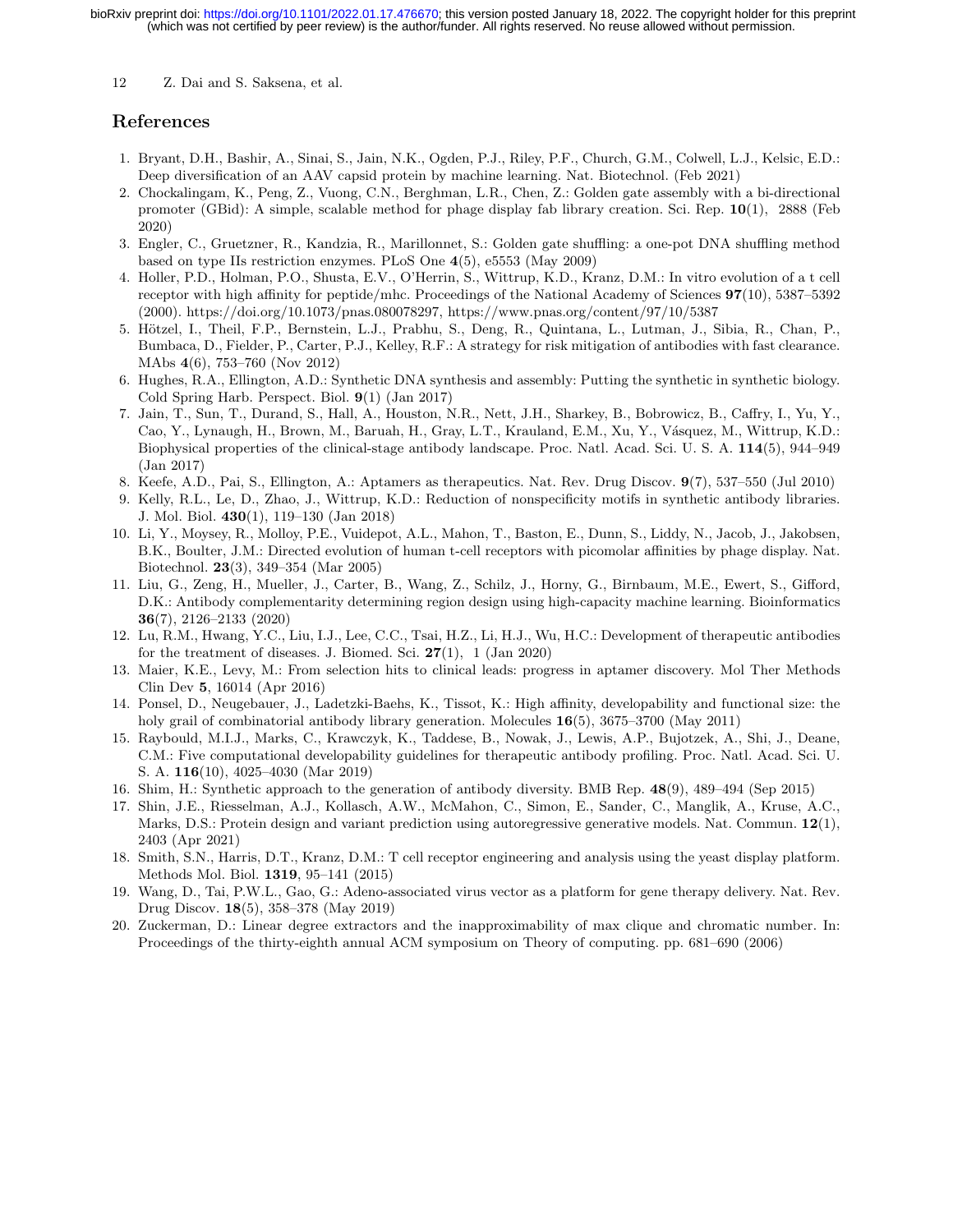## References

1. Bryant, D.H., Bashir, A., Sinai, S., Jain, N.K., Ogden, P.J., Riley, P.F., Church, G.M., Colwell, L.J., Kelsic, E.D.: Deep diversification of an AAV capsid protein by machine learning. Nat. Biotechnol. (Feb 2021)
2. Chockalingam, K., Peng, Z., Vuong, C.N., Berghman, L.R., Chen, Z.: Golden gate assembly with a bi-directional promoter (GBid): A simple, scalable method for phage display fab library creation. Sci. Rep. **10**(1), 2888 (Feb 2020)
3. Engler, C., Gruetzner, R., Kandzia, R., Marillonnet, S.: Golden gate shuffling: a one-pot DNA shuffling method based on type IIs restriction enzymes. PLoS One **4**(5), e5553 (May 2009)
4. Holler, P.D., Holman, P.O., Shusta, E.V., O'Herrin, S., Wittrup, K.D., Kranz, D.M.: In vitro evolution of a t cell receptor with high affinity for peptide/mhc. Proceedings of the National Academy of Sciences **97**(10), 5387–5392 (2000). https://doi.org/10.1073/pnas.080078297, https://www.pnas.org/content/97/10/5387
5. Hötzel, I., Theil, F.P., Bernstein, L.J., Prabhu, S., Deng, R., Quintana, L., Lutman, J., Sibia, R., Chan, P., Bumbaca, D., Fielder, P., Carter, P.J., Kelley, R.F.: A strategy for risk mitigation of antibodies with fast clearance. MAbs **4**(6), 753–760 (Nov 2012)
6. Hughes, R.A., Ellington, A.D.: Synthetic DNA synthesis and assembly: Putting the synthetic in synthetic biology. Cold Spring Harb. Perspect. Biol. **9**(1) (Jan 2017)
7. Jain, T., Sun, T., Durand, S., Hall, A., Houston, N.R., Nett, J.H., Sharkey, B., Bobrowicz, B., Caffry, I., Yu, Y., Cao, Y., Lynaugh, H., Brown, M., Baruah, H., Gray, L.T., Krauland, E.M., Xu, Y., Vásquez, M., Wittrup, K.D.: Biophysical properties of the clinical-stage antibody landscape. Proc. Natl. Acad. Sci. U. S. A. **114**(5), 944–949 (Jan 2017)
8. Keefe, A.D., Pai, S., Ellington, A.: Aptamers as therapeutics. Nat. Rev. Drug Discov. **9**(7), 537–550 (Jul 2010)
9. Kelly, R.L., Le, D., Zhao, J., Wittrup, K.D.: Reduction of nonspecificity motifs in synthetic antibody libraries. J. Mol. Biol. **430**(1), 119–130 (Jan 2018)
10. Li, Y., Moysey, R., Molloy, P.E., Vuidepot, A.L., Mahon, T., Baston, E., Dunn, S., Liddy, N., Jacob, J., Jakobsen, B.K., Boulter, J.M.: Directed evolution of human t-cell receptors with picomolar affinities by phage display. Nat. Biotechnol. **23**(3), 349–354 (Mar 2005)
11. Liu, G., Zeng, H., Mueller, J., Carter, B., Wang, Z., Schilz, J., Horny, G., Birnbaum, M.E., Ewert, S., Gifford, D.K.: Antibody complementarity determining region design using high-capacity machine learning. Bioinformatics **36**(7), 2126–2133 (2020)
12. Lu, R.M., Hwang, Y.C., Liu, I.J., Lee, C.C., Tsai, H.Z., Li, H.J., Wu, H.C.: Development of therapeutic antibodies for the treatment of diseases. J. Biomed. Sci. **27**(1), 1 (Jan 2020)
13. Maier, K.E., Levy, M.: From selection hits to clinical leads: progress in aptamer discovery. Mol Ther Methods Clin Dev **5**, 16014 (Apr 2016)
14. Ponsel, D., Neugebauer, J., Ladetzki-Baehs, K., Tissot, K.: High affinity, developability and functional size: the holy grail of combinatorial antibody library generation. Molecules **16**(5), 3675–3700 (May 2011)
15. Raybould, M.I.J., Marks, C., Krawczyk, K., Taddese, B., Nowak, J., Lewis, A.P., Bujotzek, A., Shi, J., Deane, C.M.: Five computational developability guidelines for therapeutic antibody profiling. Proc. Natl. Acad. Sci. U. S. A. **116**(10), 4025–4030 (Mar 2019)
16. Shim, H.: Synthetic approach to the generation of antibody diversity. BMB Rep. **48**(9), 489–494 (Sep 2015)
17. Shin, J.E., Riesselman, A.J., Kollasch, A.W., McMahon, C., Simon, E., Sander, C., Manglik, A., Kruse, A.C., Marks, D.S.: Protein design and variant prediction using autoregressive generative models. Nat. Commun. **12**(1), 2403 (Apr 2021)
18. Smith, S.N., Harris, D.T., Kranz, D.M.: T cell receptor engineering and analysis using the yeast display platform. Methods Mol. Biol. **1319**, 95–141 (2015)
19. Wang, D., Tai, P.W.L., Gao, G.: Adeno-associated virus vector as a platform for gene therapy delivery. Nat. Rev. Drug Discov. **18**(5), 358–378 (May 2019)
20. Zuckerman, D.: Linear degree extractors and the inapproximability of max clique and chromatic number. In: Proceedings of the thirty-eighth annual ACM symposium on Theory of computing. pp. 681–690 (2006)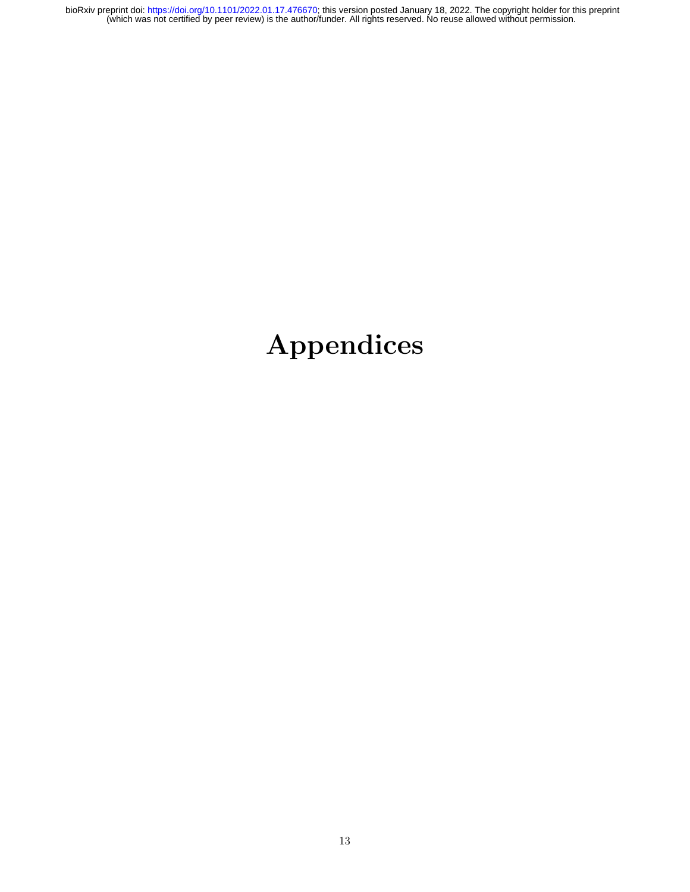# Appendices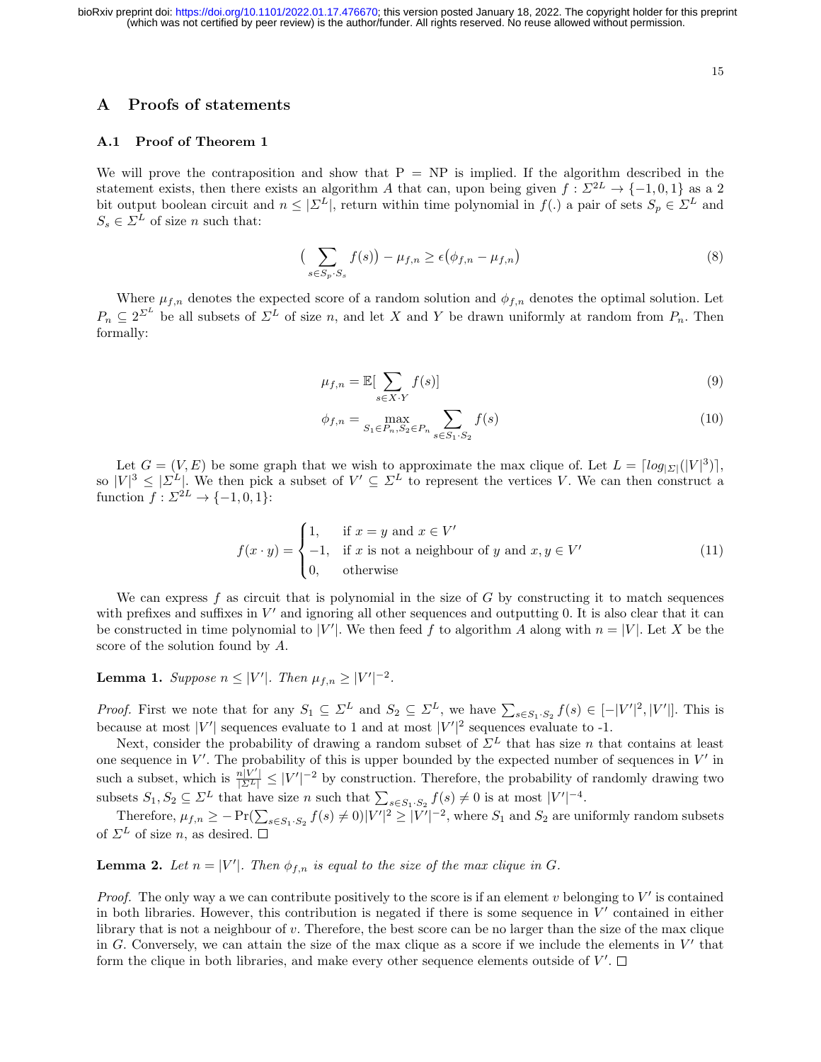## A Proofs of statements

### A.1 Proof of Theorem 1

We will prove the contraposition and show that P = NP is implied. If the algorithm described in the statement exists, then there exists an algorithm $A$ that can, upon being given $f : \Sigma^{2L} \rightarrow \{-1, 0, 1\}$ as a 2 bit output boolean circuit and $n \leq |\Sigma^L|$, return within time polynomial in $f(.)$ a pair of sets $S_p \in \Sigma^L$ and $S_s \in \Sigma^L$ of size $n$ such that:

$$\big(\sum_{s \in S_p \cdot S_s} f(s)\big) - \mu_{f,n} \geq \epsilon\big(\phi_{f,n} - \mu_{f,n}\big) \tag{8}$$

Where $\mu_{f,n}$ denotes the expected score of a random solution and $\phi_{f,n}$ denotes the optimal solution. Let $P_n \subseteq 2^{\Sigma^L}$ be all subsets of $\Sigma^L$ of size $n$, and let $X$ and $Y$ be drawn uniformly at random from $P_n$. Then formally:

$$\mu_{f,n} = \mathbb{E}[\sum_{s \in X \cdot Y} f(s)] \tag{9}$$

$$\phi_{f,n} = \max_{S_1 \in P_n, S_2 \in P_n} \sum_{s \in S_1 \cdot S_2} f(s) \tag{10}$$

Let $G = (V, E)$ be some graph that we wish to approximate the max clique of. Let $L = \lceil log_{|\Sigma|}(|V|^3) \rceil$, so $|V|^3 \leq |\Sigma^L|$. We then pick a subset of $V' \subseteq \Sigma^L$ to represent the vertices $V$. We can then construct a function $f : \Sigma^{2L} \rightarrow \{-1, 0, 1\}$:

$$f(x \cdot y) = \begin{cases} 1, & \text{if } x = y \text{ and } x \in V' \\ -1, & \text{if } x \text{ is not a neighbour of } y \text{ and } x, y \in V' \\ 0, & \text{otherwise} \end{cases} \tag{11}$$

We can express $f$ as circuit that is polynomial in the size of $G$ by constructing it to match sequences with prefixes and suffixes in $V'$ and ignoring all other sequences and outputting 0. It is also clear that it can be constructed in time polynomial to $|V'|$. We then feed $f$ to algorithm $A$ along with $n = |V|$. Let $X$ be the score of the solution found by $A$.

**Lemma 1.** *Suppose $n \leq |V'|$. Then $\mu_{f,n} \geq |V'|^{-2}$.*

*Proof.* First we note that for any $S_1 \subseteq \Sigma^L$ and $S_2 \subseteq \Sigma^L$, we have $\sum_{s \in S_1 \cdot S_2} f(s) \in [-|V'|^2, |V'|]$. This is because at most $|V'|$ sequences evaluate to 1 and at most $|V'|^2$ sequences evaluate to -1.

Next, consider the probability of drawing a random subset of $\Sigma^L$ that has size $n$ that contains at least one sequence in $V'$. The probability of this is upper bounded by the expected number of sequences in $V'$ in such a subset, which is $\frac{n|V'|}{|\Sigma^L|} \leq |V'|^{-2}$ by construction. Therefore, the probability of randomly drawing two subsets $S_1, S_2 \subseteq \Sigma^L$ that have size $n$ such that $\sum_{s \in S_1 \cdot S_2} f(s) \neq 0$ is at most $|V'|^{-4}$.

Therefore, $\mu_{f,n} \geq -\Pr(\sum_{s \in S_1 \cdot S_2} f(s) \neq 0)|V'|^2 \geq |V'|^{-2}$, where $S_1$ and $S_2$ are uniformly random subsets of $\Sigma^L$ of size $n$, as desired. □

**Lemma 2.** *Let $n = |V'|$. Then $\phi_{f,n}$ is equal to the size of the max clique in $G$.*

*Proof.* The only way a we can contribute positively to the score is if an element $v$ belonging to $V'$ is contained in both libraries. However, this contribution is negated if there is some sequence in $V'$ contained in either library that is not a neighbour of $v$. Therefore, the best score can be no larger than the size of the max clique in $G$. Conversely, we can attain the size of the max clique as a score if we include the elements in $V'$ that form the clique in both libraries, and make every other sequence elements outside of $V'$. □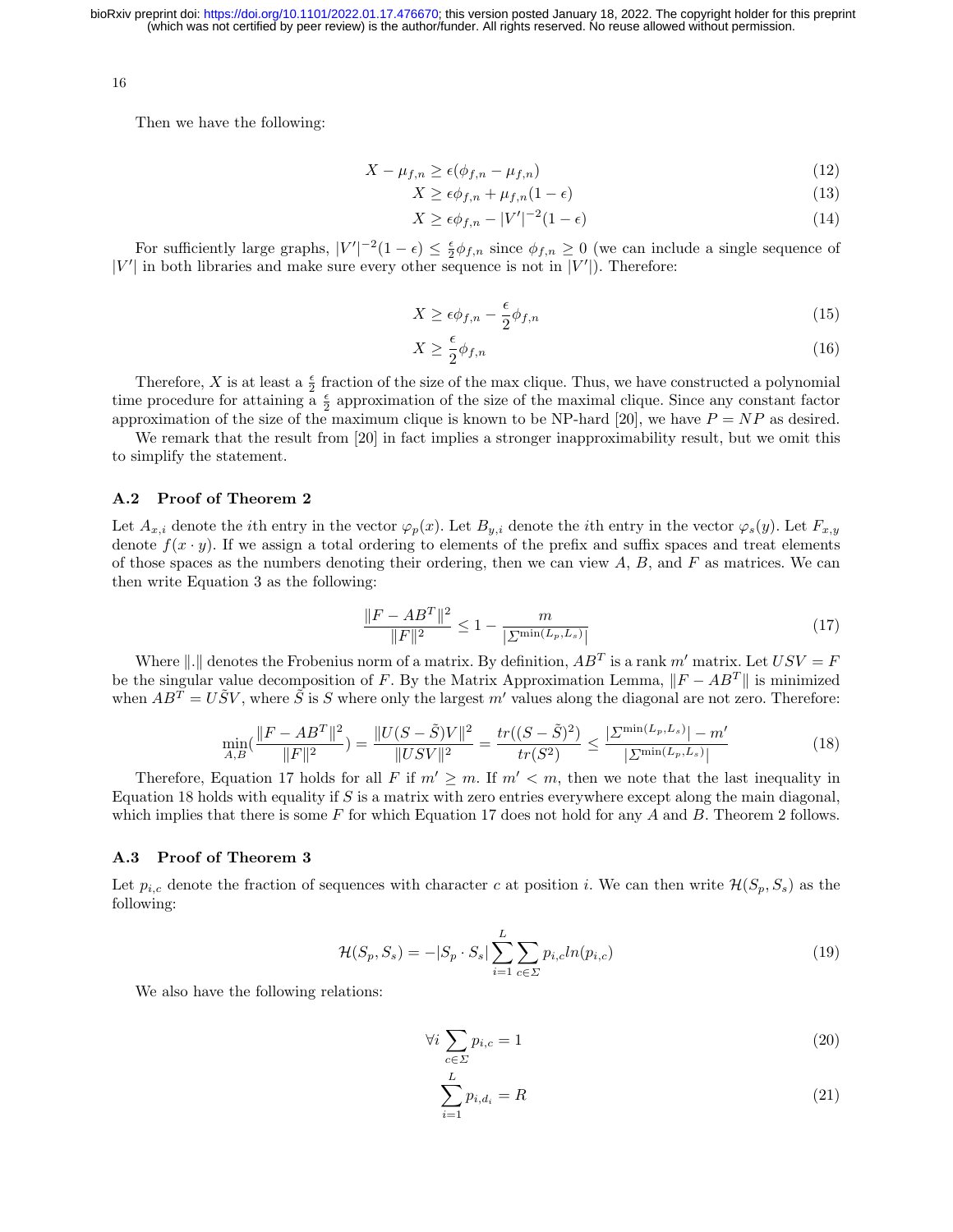Then we have the following:

$$X - \mu_{f,n} \geq \epsilon(\phi_{f,n} - \mu_{f,n}) \tag{12}$$

$$X \geq \epsilon\phi_{f,n} + \mu_{f,n}(1-\epsilon) \tag{13}$$

$$X \geq \epsilon\phi_{f,n} - |V'|^{-2}(1-\epsilon) \tag{14}$$

For sufficiently large graphs, $|V'|^{-2}(1-\epsilon) \leq \frac{\epsilon}{2}\phi_{f,n}$ since $\phi_{f,n} \geq 0$ (we can include a single sequence of $|V'|$ in both libraries and make sure every other sequence is not in $|V'|$). Therefore:

$$X \geq \epsilon\phi_{f,n} - \frac{\epsilon}{2}\phi_{f,n} \tag{15}$$

$$X \geq \frac{\epsilon}{2}\phi_{f,n} \tag{16}$$

Therefore, $X$ is at least a $\frac{\epsilon}{2}$ fraction of the size of the max clique. Thus, we have constructed a polynomial time procedure for attaining a $\frac{\epsilon}{2}$ approximation of the size of the maximal clique. Since any constant factor approximation of the size of the maximum clique is known to be NP-hard [20], we have $P = NP$ as desired.

We remark that the result from [20] in fact implies a stronger inapproximability result, but we omit this to simplify the statement.

### A.2 Proof of Theorem 2

Let $A_{x,i}$ denote the $i$th entry in the vector $\varphi_p(x)$. Let $B_{y,i}$ denote the $i$th entry in the vector $\varphi_s(y)$. Let $F_{x,y}$ denote $f(x \cdot y)$. If we assign a total ordering to elements of the prefix and suffix spaces and treat elements of those spaces as the numbers denoting their ordering, then we can view $A$, $B$, and $F$ as matrices. We can then write Equation 3 as the following:

$$\frac{\|F - AB^T\|^2}{\|F\|^2} \leq 1 - \frac{m}{|\Sigma^{\min(L_p, L_s)}|} \tag{17}$$

Where $\|.\|$ denotes the Frobenius norm of a matrix. By definition, $AB^T$ is a rank $m'$ matrix. Let $USV = F$ be the singular value decomposition of $F$. By the Matrix Approximation Lemma, $\|F - AB^T\|$ is minimized when $AB^T = U\tilde{S}V$, where $\tilde{S}$ is $S$ where only the largest $m'$ values along the diagonal are not zero. Therefore:

$$\min_{A,B}\left(\frac{\|F - AB^T\|^2}{\|F\|^2}\right) = \frac{\|U(S-\tilde{S})V\|^2}{\|USV\|^2} = \frac{tr((S-\tilde{S})^2)}{tr(S^2)} \leq \frac{|\Sigma^{\min(L_p,L_s)}| - m'}{|\Sigma^{\min(L_p,L_s)}|} \tag{18}$$

Therefore, Equation 17 holds for all $F$ if $m' \geq m$. If $m' < m$, then we note that the last inequality in Equation 18 holds with equality if $S$ is a matrix with zero entries everywhere except along the main diagonal, which implies that there is some $F$ for which Equation 17 does not hold for any $A$ and $B$. Theorem 2 follows.

### A.3 Proof of Theorem 3

Let $p_{i,c}$ denote the fraction of sequences with character $c$ at position $i$. We can then write $\mathcal{H}(S_p, S_s)$ as the following:

$$\mathcal{H}(S_p, S_s) = -|S_p \cdot S_s| \sum_{i=1}^{L} \sum_{c \in \Sigma} p_{i,c} ln(p_{i,c}) \tag{19}$$

We also have the following relations:

$$\forall i \sum_{c \in \Sigma} p_{i,c} = 1 \tag{20}$$

$$\sum_{i=1}^{L} p_{i,d_i} = R \tag{21}$$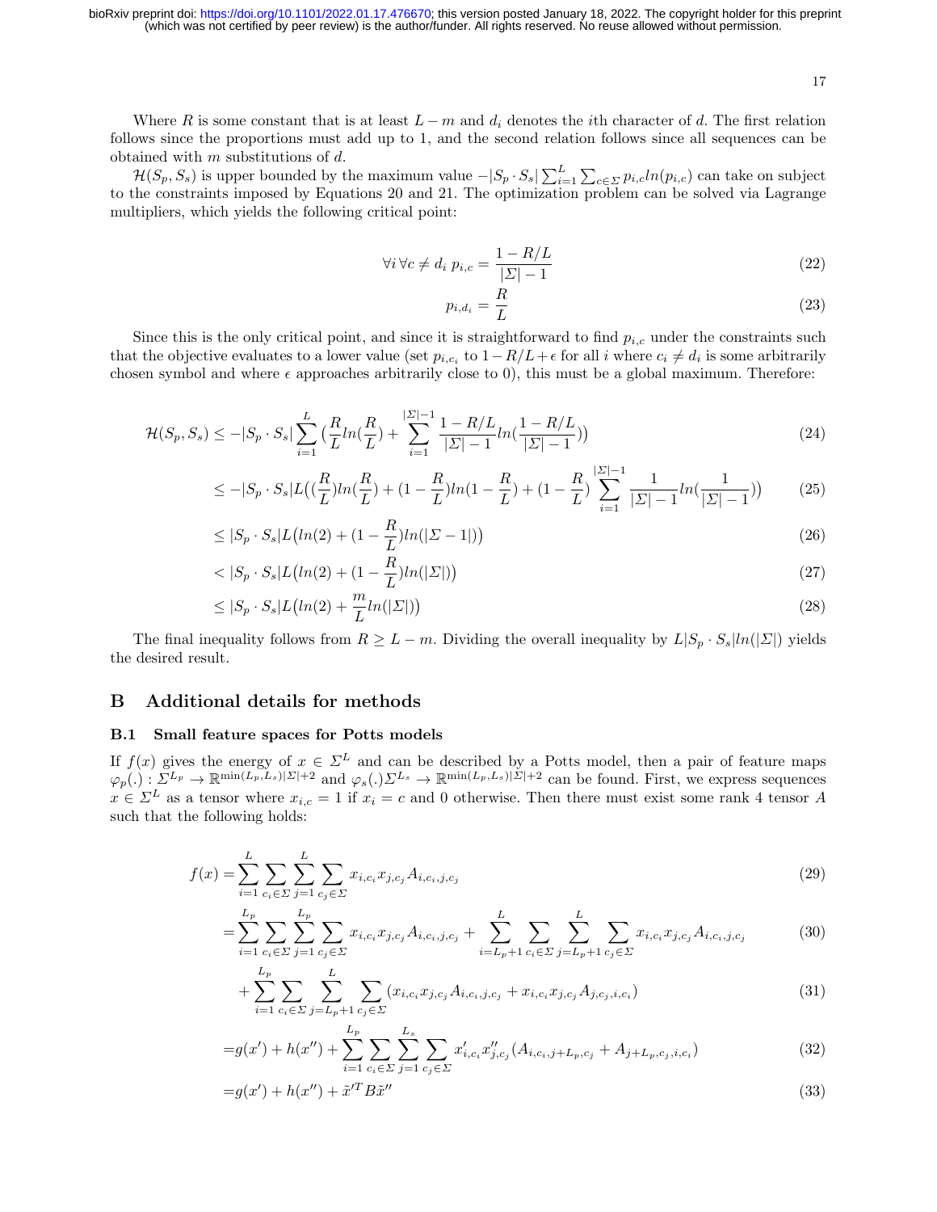Where $R$ is some constant that is at least $L - m$ and $d_i$ denotes the $i$th character of $d$. The first relation follows since the proportions must add up to 1, and the second relation follows since all sequences can be obtained with $m$ substitutions of $d$.

$\mathcal{H}(S_p, S_s)$ is upper bounded by the maximum value $-|S_p \cdot S_s| \sum_{i=1}^{L} \sum_{c \in \Sigma} p_{i,c} ln(p_{i,c})$ can take on subject to the constraints imposed by Equations 20 and 21. The optimization problem can be solved via Lagrange multipliers, which yields the following critical point:

$$\forall i \, \forall c \neq d_i \; p_{i,c} = \frac{1 - R/L}{|\Sigma| - 1} \tag{22}$$

$$p_{i,d_i} = \frac{R}{L} \tag{23}$$

Since this is the only critical point, and since it is straightforward to find $p_{i,c}$ under the constraints such that the objective evaluates to a lower value (set $p_{i,c_i}$ to $1 - R/L + \epsilon$ for all $i$ where $c_i \neq d_i$ is some arbitrarily chosen symbol and where $\epsilon$ approaches arbitrarily close to 0), this must be a global maximum. Therefore:

$$\mathcal{H}(S_p, S_s) \leq -|S_p \cdot S_s| \sum_{i=1}^{L} \big( \frac{R}{L} ln(\frac{R}{L}) + \sum_{i=1}^{|\Sigma|-1} \frac{1 - R/L}{|\Sigma| - 1} ln(\frac{1 - R/L}{|\Sigma| - 1}) \big) \tag{24}$$

$$\leq -|S_p \cdot S_s| L \big( (\frac{R}{L}) ln(\frac{R}{L}) + (1 - \frac{R}{L}) ln(1 - \frac{R}{L}) + (1 - \frac{R}{L}) \sum_{i=1}^{|\Sigma|-1} \frac{1}{|\Sigma| - 1} ln(\frac{1}{|\Sigma| - 1}) \big) \tag{25}$$

$$\leq |S_p \cdot S_s| L \big( ln(2) + (1 - \frac{R}{L}) ln(|\Sigma - 1|) \big) \tag{26}$$

$$< |S_p \cdot S_s| L \big( ln(2) + (1 - \frac{R}{L}) ln(|\Sigma|) \big) \tag{27}$$

$$\leq |S_p \cdot S_s| L \big( ln(2) + \frac{m}{L} ln(|\Sigma|) \big) \tag{28}$$

The final inequality follows from $R \geq L - m$. Dividing the overall inequality by $L|S_p \cdot S_s| ln(|\Sigma|)$ yields the desired result.

# B Additional details for methods

## B.1 Small feature spaces for Potts models

If $f(x)$ gives the energy of $x \in \Sigma^L$ and can be described by a Potts model, then a pair of feature maps $\varphi_p(.) : \Sigma^{L_p} \to \mathbb{R}^{\min(L_p, L_s)|\Sigma|+2}$ and $\varphi_s(.) \Sigma^{L_s} \to \mathbb{R}^{\min(L_p, L_s)|\Sigma|+2}$ can be found. First, we express sequences $x \in \Sigma^L$ as a tensor where $x_{i,c} = 1$ if $x_i = c$ and 0 otherwise. Then there must exist some rank 4 tensor $A$ such that the following holds:

$$f(x) = \sum_{i=1}^{L} \sum_{c_i \in \Sigma} \sum_{j=1}^{L} \sum_{c_j \in \Sigma} x_{i,c_i} x_{j,c_j} A_{i,c_i,j,c_j} \tag{29}$$

$$= \sum_{i=1}^{L_p} \sum_{c_i \in \Sigma} \sum_{j=1}^{L_p} \sum_{c_j \in \Sigma} x_{i,c_i} x_{j,c_j} A_{i,c_i,j,c_j} + \sum_{i=L_p+1}^{L} \sum_{c_i \in \Sigma} \sum_{j=L_p+1}^{L} \sum_{c_j \in \Sigma} x_{i,c_i} x_{j,c_j} A_{i,c_i,j,c_j} \tag{30}$$

$$+ \sum_{i=1}^{L_p} \sum_{c_i \in \Sigma} \sum_{j=L_p+1}^{L} \sum_{c_j \in \Sigma} (x_{i,c_i} x_{j,c_j} A_{i,c_i,j,c_j} + x_{i,c_i} x_{j,c_j} A_{j,c_j,i,c_i}) \tag{31}$$

$$= g(x') + h(x'') + \sum_{i=1}^{L_p} \sum_{c_i \in \Sigma} \sum_{j=1}^{L_s} \sum_{c_j \in \Sigma} x'_{i,c_i} x''_{j,c_j} (A_{i,c_i,j+L_p,c_j} + A_{j+L_p,c_j,i,c_i}) \tag{32}$$

$$= g(x') + h(x'') + \tilde{x}'^T B \tilde{x}'' \tag{33}$$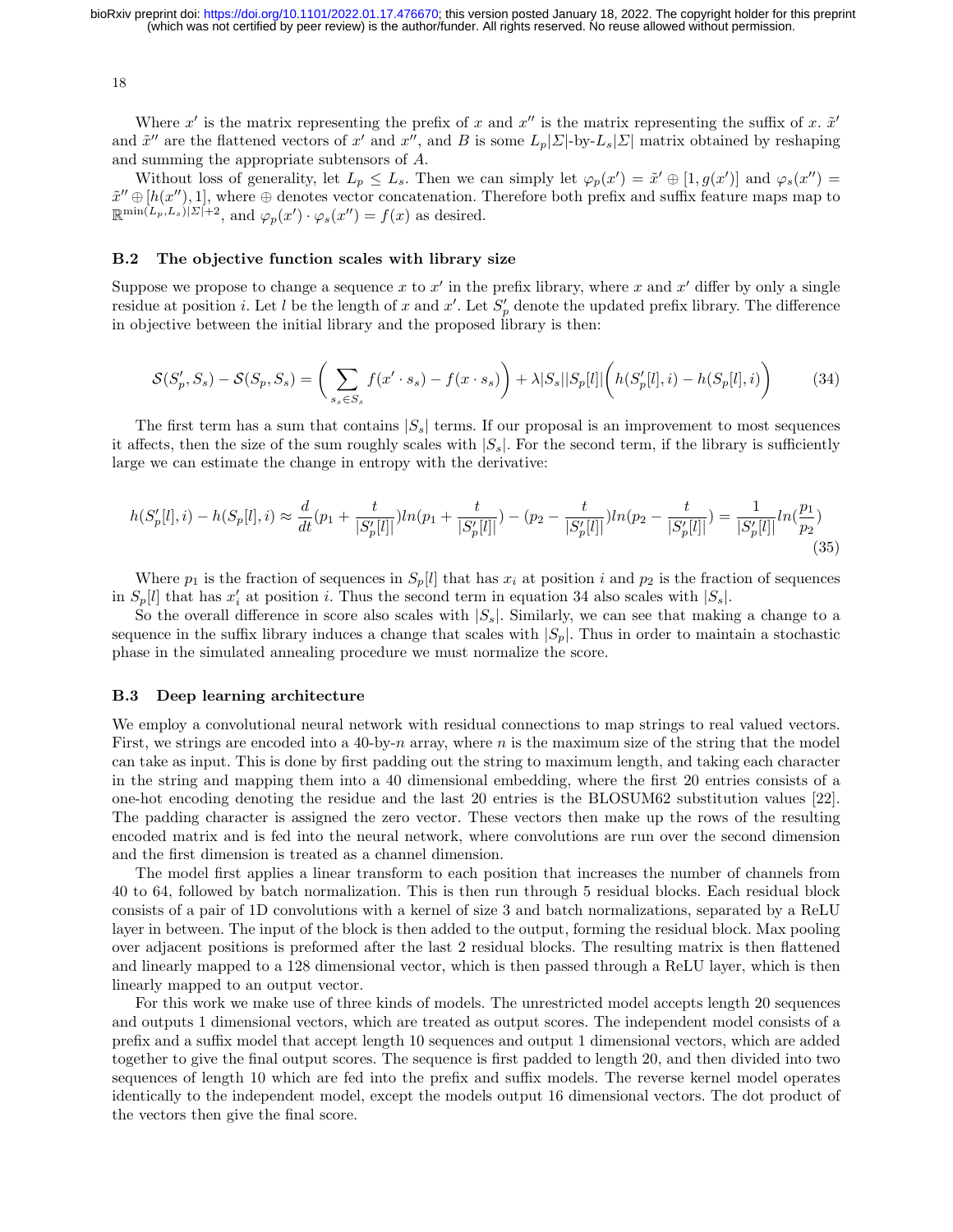Where $x'$ is the matrix representing the prefix of $x$ and $x''$ is the matrix representing the suffix of $x$. $\tilde{x}'$ and $\tilde{x}''$ are the flattened vectors of $x'$ and $x''$, and $B$ is some $L_p|\Sigma|$-by-$L_s|\Sigma|$ matrix obtained by reshaping and summing the appropriate subtensors of $A$.

Without loss of generality, let $L_p \leq L_s$. Then we can simply let $\varphi_p(x') = \tilde{x}' \oplus [1, g(x')]$ and $\varphi_s(x'') = \tilde{x}'' \oplus [h(x''), 1]$, where $\oplus$ denotes vector concatenation. Therefore both prefix and suffix feature maps map to $\mathbb{R}^{\min(L_p, L_s)|\Sigma|+2}$, and $\varphi_p(x') \cdot \varphi_s(x'') = f(x)$ as desired.

### B.2 The objective function scales with library size

Suppose we propose to change a sequence $x$ to $x'$ in the prefix library, where $x$ and $x'$ differ by only a single residue at position $i$. Let $l$ be the length of $x$ and $x'$. Let $S'_p$ denote the updated prefix library. The difference in objective between the initial library and the proposed library is then:

$$\mathcal{S}(S'_p, S_s) - \mathcal{S}(S_p, S_s) = \left( \sum_{s_s \in S_s} f(x' \cdot s_s) - f(x \cdot s_s) \right) + \lambda |S_s||S_p[l]| \left( h(S'_p[l], i) - h(S_p[l], i) \right) \tag{34}$$

The first term has a sum that contains $|S_s|$ terms. If our proposal is an improvement to most sequences it affects, then the size of the sum roughly scales with $|S_s|$. For the second term, if the library is sufficiently large we can estimate the change in entropy with the derivative:

$$h(S'_p[l], i) - h(S_p[l], i) \approx \frac{d}{dt}(p_1 + \frac{t}{|S'_p[l]|}) ln(p_1 + \frac{t}{|S'_p[l]|}) - (p_2 - \frac{t}{|S'_p[l]|}) ln(p_2 - \frac{t}{|S'_p[l]|}) = \frac{1}{|S'_p[l]|} ln(\frac{p_1}{p_2}) \tag{35}$$

Where $p_1$ is the fraction of sequences in $S_p[l]$ that has $x_i$ at position $i$ and $p_2$ is the fraction of sequences in $S_p[l]$ that has $x'_i$ at position $i$. Thus the second term in equation 34 also scales with $|S_s|$.

So the overall difference in score also scales with $|S_s|$. Similarly, we can see that making a change to a sequence in the suffix library induces a change that scales with $|S_p|$. Thus in order to maintain a stochastic phase in the simulated annealing procedure we must normalize the score.

### B.3 Deep learning architecture

We employ a convolutional neural network with residual connections to map strings to real valued vectors. First, we strings are encoded into a 40-by-$n$ array, where $n$ is the maximum size of the string that the model can take as input. This is done by first padding out the string to maximum length, and taking each character in the string and mapping them into a 40 dimensional embedding, where the first 20 entries consists of a one-hot encoding denoting the residue and the last 20 entries is the BLOSUM62 substitution values [22]. The padding character is assigned the zero vector. These vectors then make up the rows of the resulting encoded matrix and is fed into the neural network, where convolutions are run over the second dimension and the first dimension is treated as a channel dimension.

The model first applies a linear transform to each position that increases the number of channels from 40 to 64, followed by batch normalization. This is then run through 5 residual blocks. Each residual block consists of a pair of 1D convolutions with a kernel of size 3 and batch normalizations, separated by a ReLU layer in between. The input of the block is then added to the output, forming the residual block. Max pooling over adjacent positions is preformed after the last 2 residual blocks. The resulting matrix is then flattened and linearly mapped to a 128 dimensional vector, which is then passed through a ReLU layer, which is then linearly mapped to an output vector.

For this work we make use of three kinds of models. The unrestricted model accepts length 20 sequences and outputs 1 dimensional vectors, which are treated as output scores. The independent model consists of a prefix and a suffix model that accept length 10 sequences and output 1 dimensional vectors, which are added together to give the final output scores. The sequence is first padded to length 20, and then divided into two sequences of length 10 which are fed into the prefix and suffix models. The reverse kernel model operates identically to the independent model, except the models output 16 dimensional vectors. The dot product of the vectors then give the final score.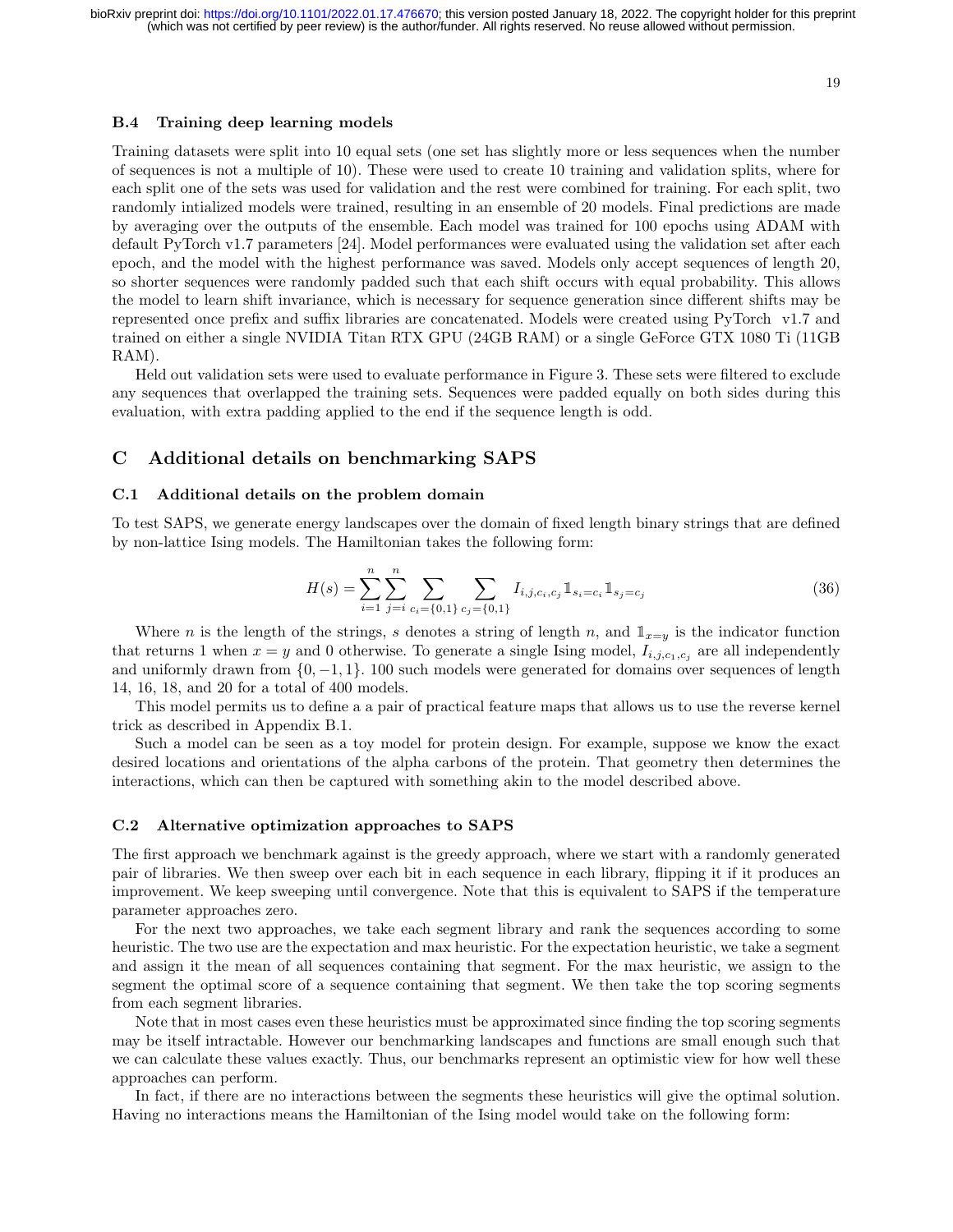### B.4 Training deep learning models

Training datasets were split into 10 equal sets (one set has slightly more or less sequences when the number of sequences is not a multiple of 10). These were used to create 10 training and validation splits, where for each split one of the sets was used for validation and the rest were combined for training. For each split, two randomly intialized models were trained, resulting in an ensemble of 20 models. Final predictions are made by averaging over the outputs of the ensemble. Each model was trained for 100 epochs using ADAM with default PyTorch v1.7 parameters [24]. Model performances were evaluated using the validation set after each epoch, and the model with the highest performance was saved. Models only accept sequences of length 20, so shorter sequences were randomly padded such that each shift occurs with equal probability. This allows the model to learn shift invariance, which is necessary for sequence generation since different shifts may be represented once prefix and suffix libraries are concatenated. Models were created using PyTorch v1.7 and trained on either a single NVIDIA Titan RTX GPU (24GB RAM) or a single GeForce GTX 1080 Ti (11GB RAM).

Held out validation sets were used to evaluate performance in Figure 3. These sets were filtered to exclude any sequences that overlapped the training sets. Sequences were padded equally on both sides during this evaluation, with extra padding applied to the end if the sequence length is odd.

## C Additional details on benchmarking SAPS

### C.1 Additional details on the problem domain

To test SAPS, we generate energy landscapes over the domain of fixed length binary strings that are defined by non-lattice Ising models. The Hamiltonian takes the following form:

$$H(s) = \sum_{i=1}^{n} \sum_{j=i}^{n} \sum_{c_i=\{0,1\}} \sum_{c_j=\{0,1\}} I_{i,j,c_i,c_j} \mathbb{1}_{s_i=c_i} \mathbb{1}_{s_j=c_j} \tag{36}$$

Where $n$ is the length of the strings, $s$ denotes a string of length $n$, and $\mathbb{1}_{x=y}$ is the indicator function that returns 1 when $x = y$ and 0 otherwise. To generate a single Ising model, $I_{i,j,c_1,c_j}$ are all independently and uniformly drawn from $\{0, -1, 1\}$. 100 such models were generated for domains over sequences of length 14, 16, 18, and 20 for a total of 400 models.

This model permits us to define a a pair of practical feature maps that allows us to use the reverse kernel trick as described in Appendix B.1.

Such a model can be seen as a toy model for protein design. For example, suppose we know the exact desired locations and orientations of the alpha carbons of the protein. That geometry then determines the interactions, which can then be captured with something akin to the model described above.

### C.2 Alternative optimization approaches to SAPS

The first approach we benchmark against is the greedy approach, where we start with a randomly generated pair of libraries. We then sweep over each bit in each sequence in each library, flipping it if it produces an improvement. We keep sweeping until convergence. Note that this is equivalent to SAPS if the temperature parameter approaches zero.

For the next two approaches, we take each segment library and rank the sequences according to some heuristic. The two use are the expectation and max heuristic. For the expectation heuristic, we take a segment and assign it the mean of all sequences containing that segment. For the max heuristic, we assign to the segment the optimal score of a sequence containing that segment. We then take the top scoring segments from each segment libraries.

Note that in most cases even these heuristics must be approximated since finding the top scoring segments may be itself intractable. However our benchmarking landscapes and functions are small enough such that we can calculate these values exactly. Thus, our benchmarks represent an optimistic view for how well these approaches can perform.

In fact, if there are no interactions between the segments these heuristics will give the optimal solution. Having no interactions means the Hamiltonian of the Ising model would take on the following form: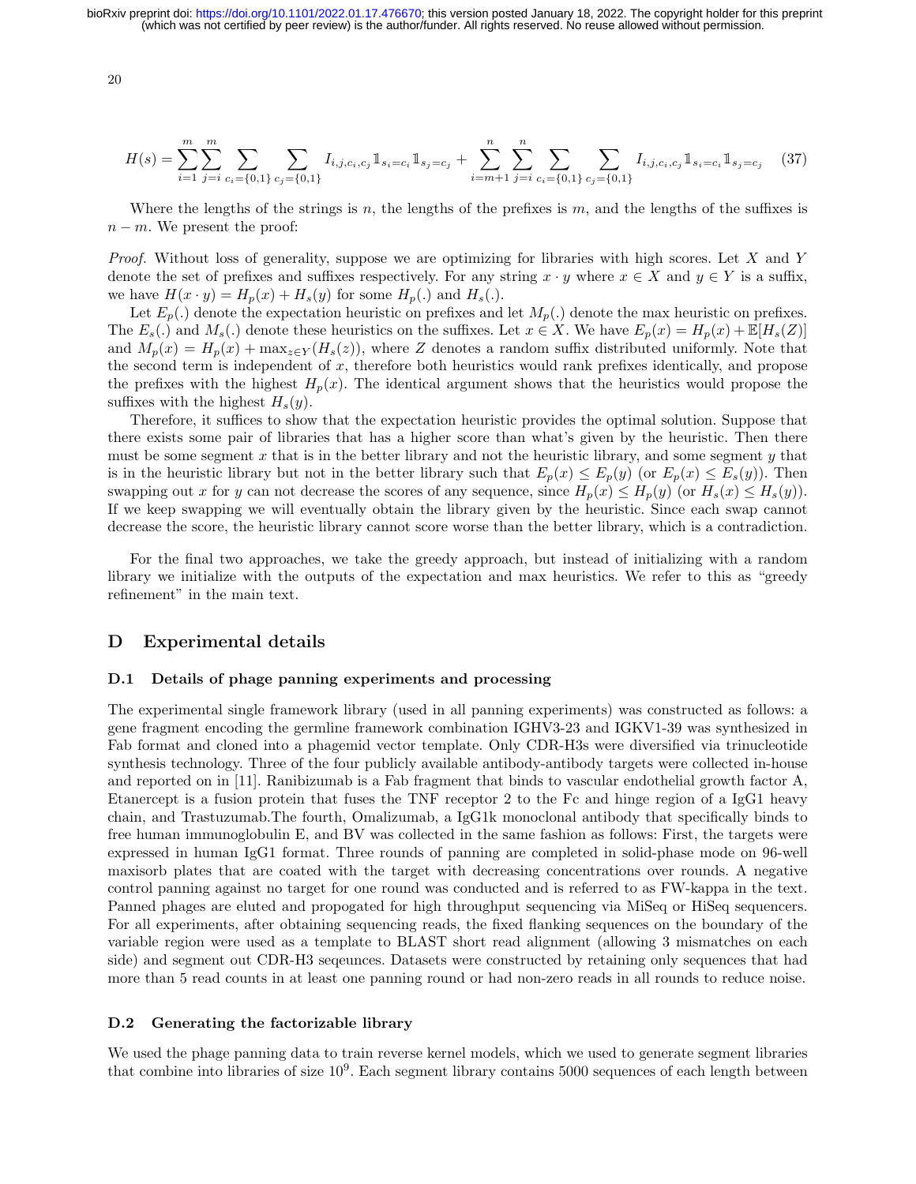$$H(s) = \sum_{i=1}^{m} \sum_{j=i}^{m} \sum_{c_i=\{0,1\}} \sum_{c_j=\{0,1\}} I_{i,j,c_i,c_j} \mathbb{1}_{s_i=c_i} \mathbb{1}_{s_j=c_j} + \sum_{i=m+1}^{n} \sum_{j=i}^{n} \sum_{c_i=\{0,1\}} \sum_{c_j=\{0,1\}} I_{i,j,c_i,c_j} \mathbb{1}_{s_i=c_i} \mathbb{1}_{s_j=c_j} \quad (37)$$

Where the lengths of the strings is $n$, the lengths of the prefixes is $m$, and the lengths of the suffixes is $n-m$. We present the proof:

*Proof.* Without loss of generality, suppose we are optimizing for libraries with high scores. Let $X$ and $Y$ denote the set of prefixes and suffixes respectively. For any string $x \cdot y$ where $x \in X$ and $y \in Y$ is a suffix, we have $H(x \cdot y) = H_p(x) + H_s(y)$ for some $H_p(.)$ and $H_s(.)$.

Let $E_p(.)$ denote the expectation heuristic on prefixes and let $M_p(.)$ denote the max heuristic on prefixes. The $E_s(.)$ and $M_s(.)$ denote these heuristics on the suffixes. Let $x \in X$. We have $E_p(x) = H_p(x) + \mathbb{E}[H_s(Z)]$ and $M_p(x) = H_p(x) + \max_{z \in Y}(H_s(z))$, where $Z$ denotes a random suffix distributed uniformly. Note that the second term is independent of $x$, therefore both heuristics would rank prefixes identically, and propose the prefixes with the highest $H_p(x)$. The identical argument shows that the heuristics would propose the suffixes with the highest $H_s(y)$.

Therefore, it suffices to show that the expectation heuristic provides the optimal solution. Suppose that there exists some pair of libraries that has a higher score than what's given by the heuristic. Then there must be some segment $x$ that is in the better library and not the heuristic library, and some segment $y$ that is in the heuristic library but not in the better library such that $E_p(x) \leq E_p(y)$ (or $E_p(x) \leq E_s(y)$). Then swapping out $x$ for $y$ can not decrease the scores of any sequence, since $H_p(x) \leq H_p(y)$ (or $H_s(x) \leq H_s(y)$). If we keep swapping we will eventually obtain the library given by the heuristic. Since each swap cannot decrease the score, the heuristic library cannot score worse than the better library, which is a contradiction.

For the final two approaches, we take the greedy approach, but instead of initializing with a random library we initialize with the outputs of the expectation and max heuristics. We refer to this as "greedy refinement" in the main text.

## D Experimental details

### D.1 Details of phage panning experiments and processing

The experimental single framework library (used in all panning experiments) was constructed as follows: a gene fragment encoding the germline framework combination IGHV3-23 and IGKV1-39 was synthesized in Fab format and cloned into a phagemid vector template. Only CDR-H3s were diversified via trinucleotide synthesis technology. Three of the four publicly available antibody-antibody targets were collected in-house and reported on in [11]. Ranibizumab is a Fab fragment that binds to vascular endothelial growth factor A, Etanercept is a fusion protein that fuses the TNF receptor 2 to the Fc and hinge region of a IgG1 heavy chain, and Trastuzumab.The fourth, Omalizumab, a IgG1k monoclonal antibody that specifically binds to free human immunoglobulin E, and BV was collected in the same fashion as follows: First, the targets were expressed in human IgG1 format. Three rounds of panning are completed in solid-phase mode on 96-well maxisorb plates that are coated with the target with decreasing concentrations over rounds. A negative control panning against no target for one round was conducted and is referred to as FW-kappa in the text. Panned phages are eluted and propogated for high throughput sequencing via MiSeq or HiSeq sequencers. For all experiments, after obtaining sequencing reads, the fixed flanking sequences on the boundary of the variable region were used as a template to BLAST short read alignment (allowing 3 mismatches on each side) and segment out CDR-H3 seqeunces. Datasets were constructed by retaining only sequences that had more than 5 read counts in at least one panning round or had non-zero reads in all rounds to reduce noise.

### D.2 Generating the factorizable library

We used the phage panning data to train reverse kernel models, which we used to generate segment libraries that combine into libraries of size $10^9$. Each segment library contains 5000 sequences of each length between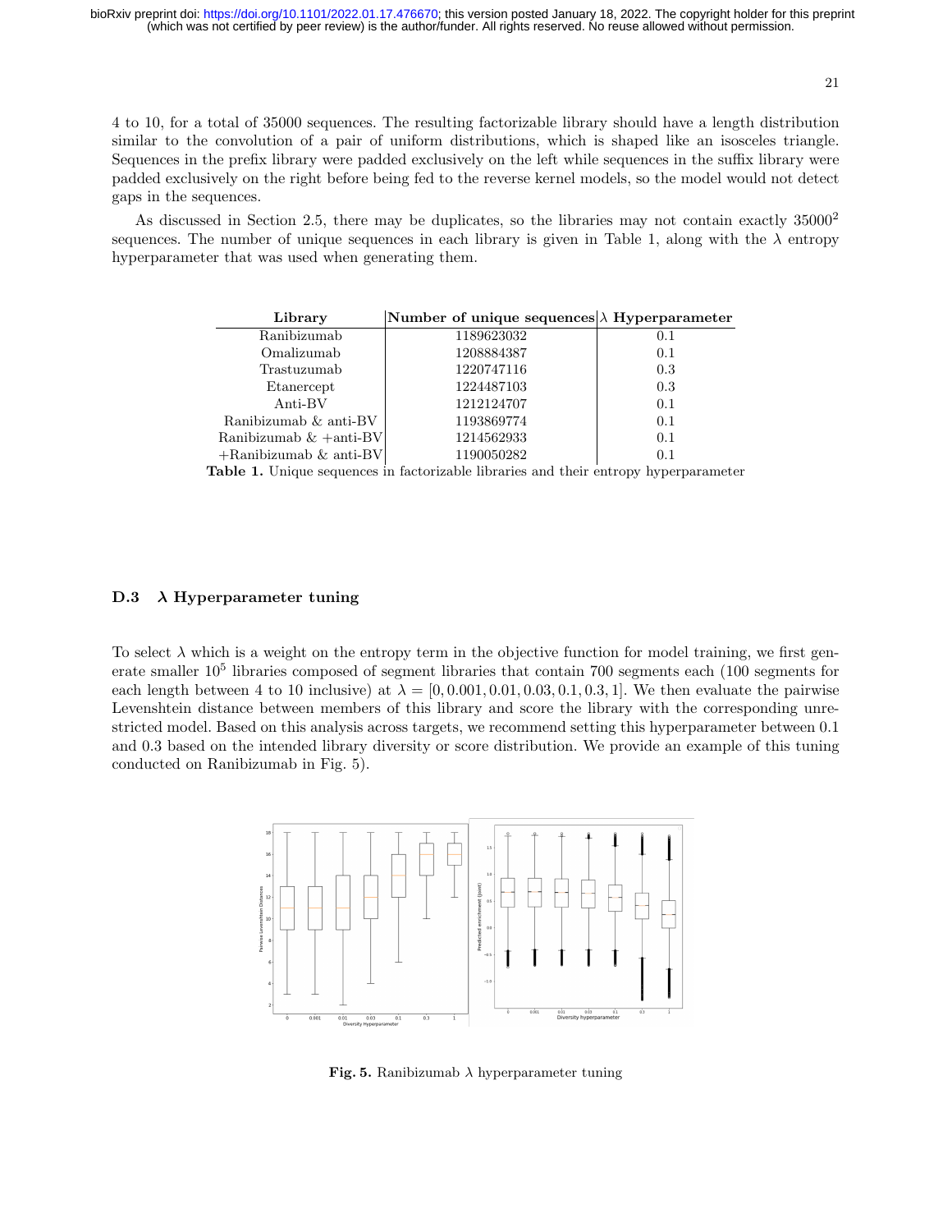4 to 10, for a total of 35000 sequences. The resulting factorizable library should have a length distribution similar to the convolution of a pair of uniform distributions, which is shaped like an isosceles triangle. Sequences in the prefix library were padded exclusively on the left while sequences in the suffix library were padded exclusively on the right before being fed to the reverse kernel models, so the model would not detect gaps in the sequences.

As discussed in Section 2.5, there may be duplicates, so the libraries may not contain exactly $35000^2$ sequences. The number of unique sequences in each library is given in Table 1, along with the $\lambda$ entropy hyperparameter that was used when generating them.

| Library | Number of unique sequences | $\lambda$ Hyperparameter |
|---|---|---|
| Ranibizumab | 1189623032 | 0.1 |
| Omalizumab | 1208884387 | 0.1 |
| Trastuzumab | 1220747116 | 0.3 |
| Etanercept | 1224487103 | 0.3 |
| Anti-BV | 1212124707 | 0.1 |
| Ranibizumab & anti-BV | 1193869774 | 0.1 |
| Ranibizumab & +anti-BV | 1214562933 | 0.1 |
| +Ranibizumab & anti-BV | 1190050282 | 0.1 |

**Table 1.** Unique sequences in factorizable libraries and their entropy hyperparameter

### D.3 $\lambda$ Hyperparameter tuning

To select $\lambda$ which is a weight on the entropy term in the objective function for model training, we first generate smaller $10^5$ libraries composed of segment libraries that contain 700 segments each (100 segments for each length between 4 to 10 inclusive) at $\lambda = [0, 0.001, 0.01, 0.03, 0.1, 0.3, 1]$. We then evaluate the pairwise Levenshtein distance between members of this library and score the library with the corresponding unrestricted model. Based on this analysis across targets, we recommend setting this hyperparameter between 0.1 and 0.3 based on the intended library diversity or score distribution. We provide an example of this tuning conducted on Ranibizumab in Fig. 5).

**Fig. 5.** Ranibizumab $\lambda$ hyperparameter tuning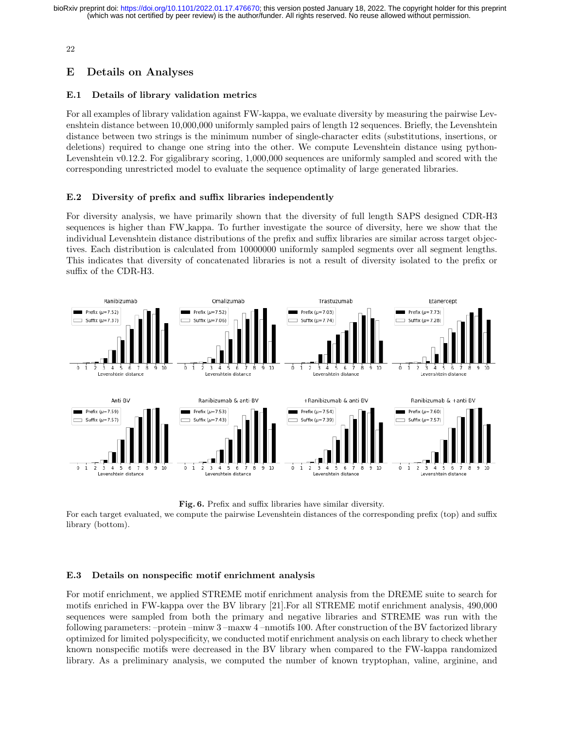## E Details on Analyses

### E.1 Details of library validation metrics

For all examples of library validation against FW-kappa, we evaluate diversity by measuring the pairwise Levenshtein distance between 10,000,000 uniformly sampled pairs of length 12 sequences. Briefly, the Levenshtein distance between two strings is the minimum number of single-character edits (substitutions, insertions, or deletions) required to change one string into the other. We compute Levenshtein distance using python-Levenshtein v0.12.2. For gigalibrary scoring, 1,000,000 sequences are uniformly sampled and scored with the corresponding unrestricted model to evaluate the sequence optimality of large generated libraries.

### E.2 Diversity of prefix and suffix libraries independently

For diversity analysis, we have primarily shown that the diversity of full length SAPS designed CDR-H3 sequences is higher than FW_kappa. To further investigate the source of diversity, here we show that the individual Levenshtein distance distributions of the prefix and suffix libraries are similar across target objectives. Each distribution is calculated from 10000000 uniformly sampled segments over all segment lengths. This indicates that diversity of concatenated libraries is not a result of diversity isolated to the prefix or suffix of the CDR-H3.

**Fig. 6.** Prefix and suffix libraries have similar diversity.
For each target evaluated, we compute the pairwise Levenshtein distances of the corresponding prefix (top) and suffix library (bottom).

### E.3 Details on nonspecific motif enrichment analysis

For motif enrichment, we applied STREME motif enrichment analysis from the DREME suite to search for motifs enriched in FW-kappa over the BV library [21].For all STREME motif enrichment analysis, 490,000 sequences were sampled from both the primary and negative libraries and STREME was run with the following parameters: –protein –minw 3 –maxw 4 –nmotifs 100. After construction of the BV factorized library optimized for limited polyspecificity, we conducted motif enrichment analysis on each library to check whether known nonspecific motifs were decreased in the BV library when compared to the FW-kappa randomized library. As a preliminary analysis, we computed the number of known tryptophan, valine, arginine, and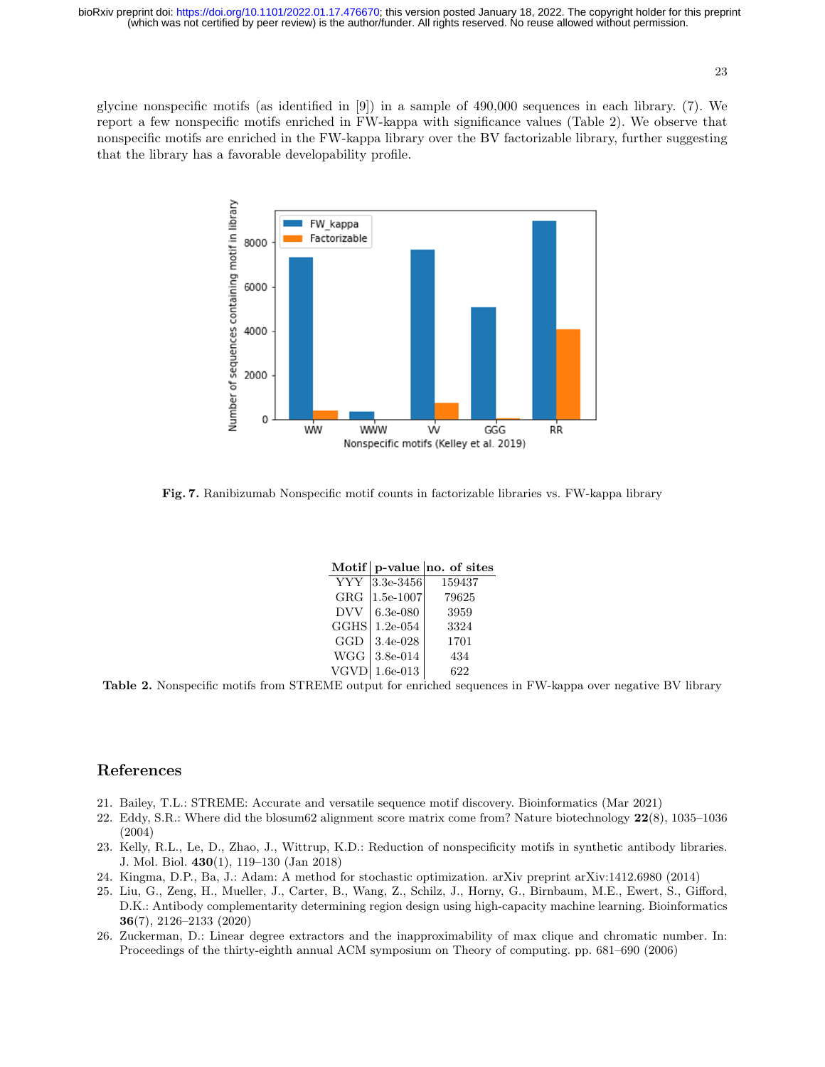glycine nonspecific motifs (as identified in [9]) in a sample of 490,000 sequences in each library. (7). We report a few nonspecific motifs enriched in FW-kappa with significance values (Table 2). We observe that nonspecific motifs are enriched in the FW-kappa library over the BV factorizable library, further suggesting that the library has a favorable developability profile.

FW_kappa
Factorizable
Number of sequences containing motif in library
0
2000
4000
6000
8000
WW
WWW
VV
GGG
RR
Nonspecific motifs (Kelley et al. 2019)

**Fig. 7.** Ranibizumab Nonspecific motif counts in factorizable libraries vs. FW-kappa library

| Motif | p-value | no. of sites |
|---|---|---|
| YYY | 3.3e-3456 | 159437 |
| GRG | 1.5e-1007 | 79625 |
| DVV | 6.3e-080 | 3959 |
| GGHS | 1.2e-054 | 3324 |
| GGD | 3.4e-028 | 1701 |
| WGG | 3.8e-014 | 434 |
| VGVD | 1.6e-013 | 622 |

**Table 2.** Nonspecific motifs from STREME output for enriched sequences in FW-kappa over negative BV library

## References

21. Bailey, T.L.: STREME: Accurate and versatile sequence motif discovery. Bioinformatics (Mar 2021)
22. Eddy, S.R.: Where did the blosum62 alignment score matrix come from? Nature biotechnology **22**(8), 1035–1036 (2004)
23. Kelly, R.L., Le, D., Zhao, J., Wittrup, K.D.: Reduction of nonspecificity motifs in synthetic antibody libraries. J. Mol. Biol. **430**(1), 119–130 (Jan 2018)
24. Kingma, D.P., Ba, J.: Adam: A method for stochastic optimization. arXiv preprint arXiv:1412.6980 (2014)
25. Liu, G., Zeng, H., Mueller, J., Carter, B., Wang, Z., Schilz, J., Horny, G., Birnbaum, M.E., Ewert, S., Gifford, D.K.: Antibody complementarity determining region design using high-capacity machine learning. Bioinformatics **36**(7), 2126–2133 (2020)
26. Zuckerman, D.: Linear degree extractors and the inapproximability of max clique and chromatic number. In: Proceedings of the thirty-eighth annual ACM symposium on Theory of computing. pp. 681–690 (2006)